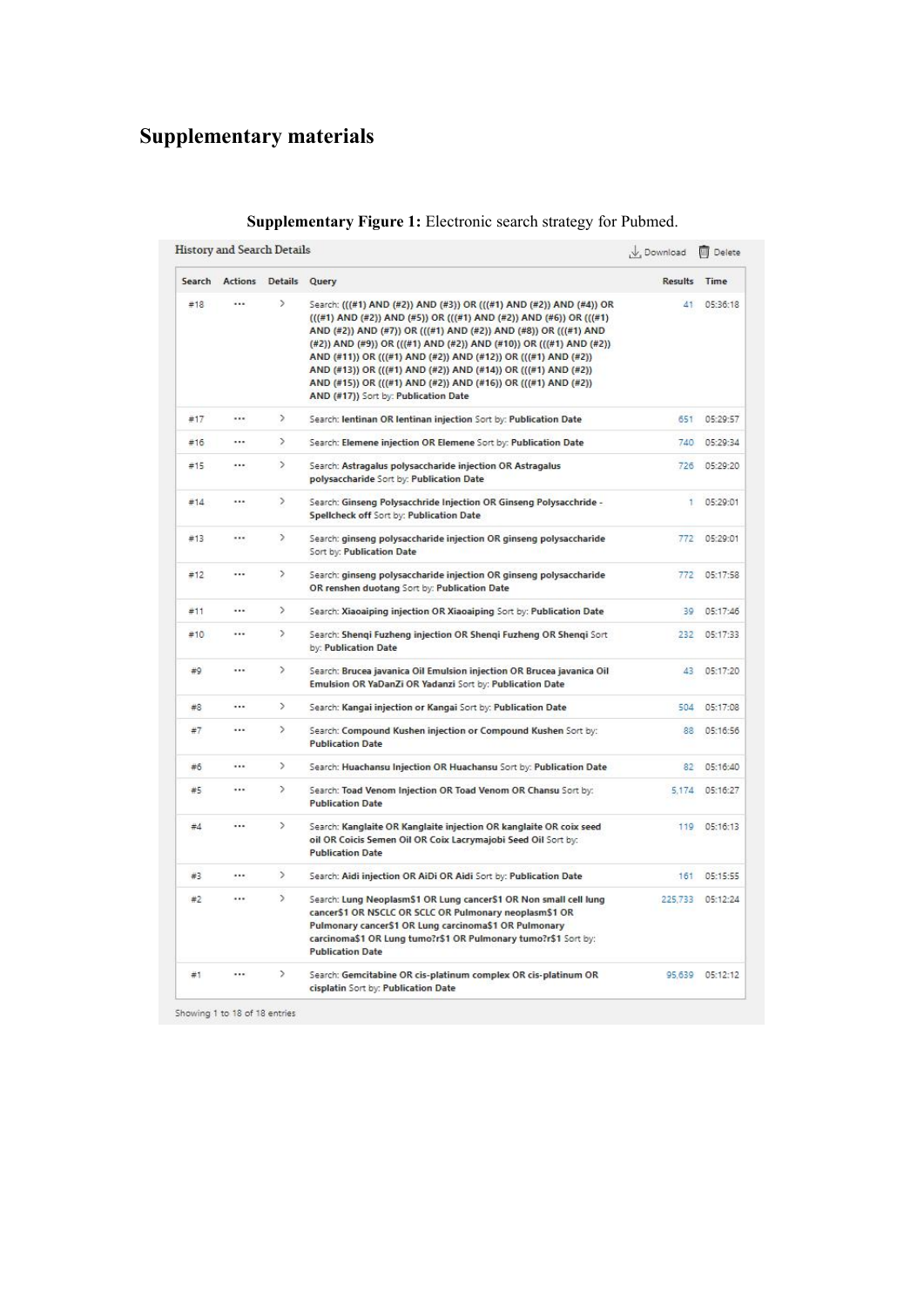# Supplementary materials

**Supplementary Figure 1:** Electronic search strategy for Pubmed.

History and Search Details

| Search | Actions | Details | Query | Results | Time |
|---|---|---|---|---|---|
| #18 | ... | > | Search: (((#1) AND (#2)) AND (#3)) OR (((#1) AND (#2)) AND (#4)) OR (((#1) AND (#2)) AND (#5)) OR (((#1) AND (#2)) AND (#6)) OR (((#1) AND (#2)) AND (#7)) OR (((#1) AND (#2)) AND (#8)) OR (((#1) AND (#2)) AND (#9)) OR (((#1) AND (#2)) AND (#10)) OR (((#1) AND (#2)) AND (#11)) OR (((#1) AND (#2)) AND (#12)) OR (((#1) AND (#2)) AND (#13)) OR (((#1) AND (#2)) AND (#14)) OR (((#1) AND (#2)) AND (#15)) OR (((#1) AND (#2)) AND (#16)) OR (((#1) AND (#2)) AND (#17)) Sort by: Publication Date | 41 | 05:36:18 |
| #17 | ... | > | Search: lentinan OR lentinan injection Sort by: Publication Date | 651 | 05:29:57 |
| #16 | ... | > | Search: Elemene injection OR Elemene Sort by: Publication Date | 740 | 05:29:34 |
| #15 | ... | > | Search: Astragalus polysaccharide injection OR Astragalus polysaccharide Sort by: Publication Date | 726 | 05:29:20 |
| #14 | ... | > | Search: Ginseng Polysacchride Injection OR Ginseng Polysacchride - Spellcheck off Sort by: Publication Date | 1 | 05:29:01 |
| #13 | ... | > | Search: ginseng polysaccharide injection OR ginseng polysaccharide Sort by: Publication Date | 772 | 05:29:01 |
| #12 | ... | > | Search: ginseng polysaccharide injection OR ginseng polysaccharide OR renshen duotang Sort by: Publication Date | 772 | 05:17:58 |
| #11 | ... | > | Search: Xiaoaiping injection OR Xiaoaiping Sort by: Publication Date | 39 | 05:17:46 |
| #10 | ... | > | Search: Shenqi Fuzheng injection OR Shenqi Fuzheng OR Shenqi Sort by: Publication Date | 232 | 05:17:33 |
| #9 | ... | > | Search: Brucea javanica Oil Emulsion injection OR Brucea javanica Oil Emulsion OR YaDanZi OR Yadanzi Sort by: Publication Date | 43 | 05:17:20 |
| #8 | ... | > | Search: Kangai injection or Kangai Sort by: Publication Date | 504 | 05:17:08 |
| #7 | ... | > | Search: Compound Kushen injection or Compound Kushen Sort by: Publication Date | 88 | 05:16:56 |
| #6 | ... | > | Search: Huachansu Injection OR Huachansu Sort by: Publication Date | 82 | 05:16:40 |
| #5 | ... | > | Search: Toad Venom Injection OR Toad Venom OR Chansu Sort by: Publication Date | 5,174 | 05:16:27 |
| #4 | ... | > | Search: Kanglaite OR Kanglaite injection OR kanglaite OR coix seed oil OR Coicis Semen Oil OR Coix Lacrymajobi Seed Oil Sort by: Publication Date | 119 | 05:16:13 |
| #3 | ... | > | Search: Aidi injection OR AiDi OR Aidi Sort by: Publication Date | 161 | 05:15:55 |
| #2 | ... | > | Search: Lung Neoplasm$1 OR Lung cancer$1 OR Non small cell lung cancer$1 OR NSCLC OR SCLC OR Pulmonary neoplasm$1 OR Pulmonary cancer$1 OR Lung carcinoma$1 OR Pulmonary carcinoma$1 OR Lung tumo?r$1 OR Pulmonary tumo?r$1 Sort by: Publication Date | 225,733 | 05:12:24 |
| #1 | ... | > | Search: Gemcitabine OR cis-platinum complex OR cis-platinum OR cisplatin Sort by: Publication Date | 95,639 | 05:12:12 |

Showing 1 to 18 of 18 entries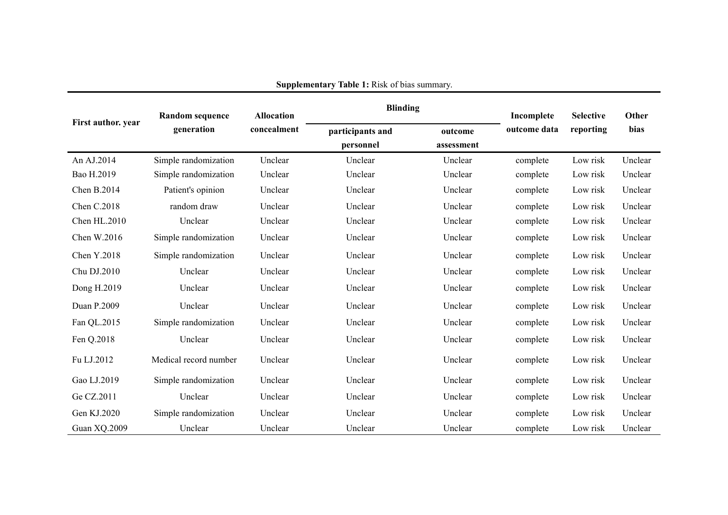**Supplementary Table 1:** Risk of bias summary.

| First author. year | Random sequence generation | Allocation concealment | Blinding | | Incomplete outcome data | Selective reporting | Other bias |
|---|---|---|---|---|---|---|---|
| | | | participants and personnel | outcome assessment | | | |
| An AJ.2014 | Simple randomization | Unclear | Unclear | Unclear | complete | Low risk | Unclear |
| Bao H.2019 | Simple randomization | Unclear | Unclear | Unclear | complete | Low risk | Unclear |
| Chen B.2014 | Patient's opinion | Unclear | Unclear | Unclear | complete | Low risk | Unclear |
| Chen C.2018 | random draw | Unclear | Unclear | Unclear | complete | Low risk | Unclear |
| Chen HL.2010 | Unclear | Unclear | Unclear | Unclear | complete | Low risk | Unclear |
| Chen W.2016 | Simple randomization | Unclear | Unclear | Unclear | complete | Low risk | Unclear |
| Chen Y.2018 | Simple randomization | Unclear | Unclear | Unclear | complete | Low risk | Unclear |
| Chu DJ.2010 | Unclear | Unclear | Unclear | Unclear | complete | Low risk | Unclear |
| Dong H.2019 | Unclear | Unclear | Unclear | Unclear | complete | Low risk | Unclear |
| Duan P.2009 | Unclear | Unclear | Unclear | Unclear | complete | Low risk | Unclear |
| Fan QL.2015 | Simple randomization | Unclear | Unclear | Unclear | complete | Low risk | Unclear |
| Fen Q.2018 | Unclear | Unclear | Unclear | Unclear | complete | Low risk | Unclear |
| Fu LJ.2012 | Medical record number | Unclear | Unclear | Unclear | complete | Low risk | Unclear |
| Gao LJ.2019 | Simple randomization | Unclear | Unclear | Unclear | complete | Low risk | Unclear |
| Ge CZ.2011 | Unclear | Unclear | Unclear | Unclear | complete | Low risk | Unclear |
| Gen KJ.2020 | Simple randomization | Unclear | Unclear | Unclear | complete | Low risk | Unclear |
| Guan XQ.2009 | Unclear | Unclear | Unclear | Unclear | complete | Low risk | Unclear |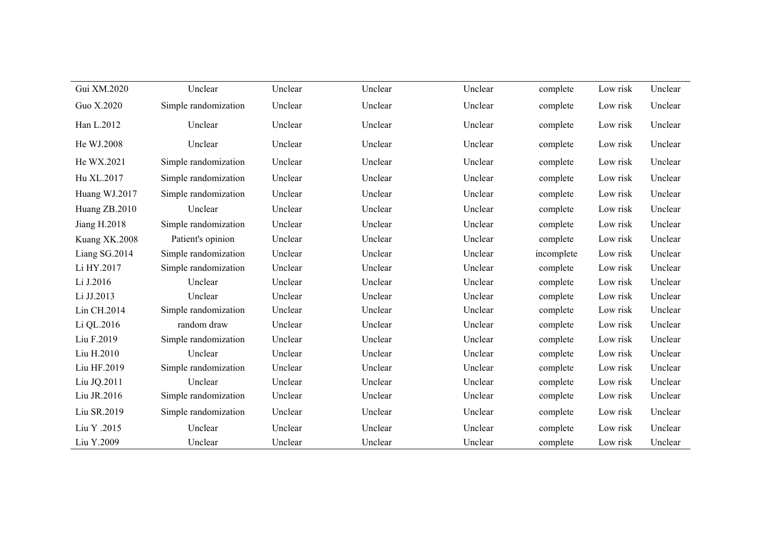| | | | | | | | |
|---|---|---|---|---|---|---|---|
| Gui XM.2020 | Unclear | Unclear | Unclear | Unclear | complete | Low risk | Unclear |
| Guo X.2020 | Simple randomization | Unclear | Unclear | Unclear | complete | Low risk | Unclear |
| Han L.2012 | Unclear | Unclear | Unclear | Unclear | complete | Low risk | Unclear |
| He WJ.2008 | Unclear | Unclear | Unclear | Unclear | complete | Low risk | Unclear |
| He WX.2021 | Simple randomization | Unclear | Unclear | Unclear | complete | Low risk | Unclear |
| Hu XL.2017 | Simple randomization | Unclear | Unclear | Unclear | complete | Low risk | Unclear |
| Huang WJ.2017 | Simple randomization | Unclear | Unclear | Unclear | complete | Low risk | Unclear |
| Huang ZB.2010 | Unclear | Unclear | Unclear | Unclear | complete | Low risk | Unclear |
| Jiang H.2018 | Simple randomization | Unclear | Unclear | Unclear | complete | Low risk | Unclear |
| Kuang XK.2008 | Patient's opinion | Unclear | Unclear | Unclear | complete | Low risk | Unclear |
| Liang SG.2014 | Simple randomization | Unclear | Unclear | Unclear | incomplete | Low risk | Unclear |
| Li HY.2017 | Simple randomization | Unclear | Unclear | Unclear | complete | Low risk | Unclear |
| Li J.2016 | Unclear | Unclear | Unclear | Unclear | complete | Low risk | Unclear |
| Li JJ.2013 | Unclear | Unclear | Unclear | Unclear | complete | Low risk | Unclear |
| Lin CH.2014 | Simple randomization | Unclear | Unclear | Unclear | complete | Low risk | Unclear |
| Li QL.2016 | random draw | Unclear | Unclear | Unclear | complete | Low risk | Unclear |
| Liu F.2019 | Simple randomization | Unclear | Unclear | Unclear | complete | Low risk | Unclear |
| Liu H.2010 | Unclear | Unclear | Unclear | Unclear | complete | Low risk | Unclear |
| Liu HF.2019 | Simple randomization | Unclear | Unclear | Unclear | complete | Low risk | Unclear |
| Liu JQ.2011 | Unclear | Unclear | Unclear | Unclear | complete | Low risk | Unclear |
| Liu JR.2016 | Simple randomization | Unclear | Unclear | Unclear | complete | Low risk | Unclear |
| Liu SR.2019 | Simple randomization | Unclear | Unclear | Unclear | complete | Low risk | Unclear |
| Liu Y .2015 | Unclear | Unclear | Unclear | Unclear | complete | Low risk | Unclear |
| Liu Y.2009 | Unclear | Unclear | Unclear | Unclear | complete | Low risk | Unclear |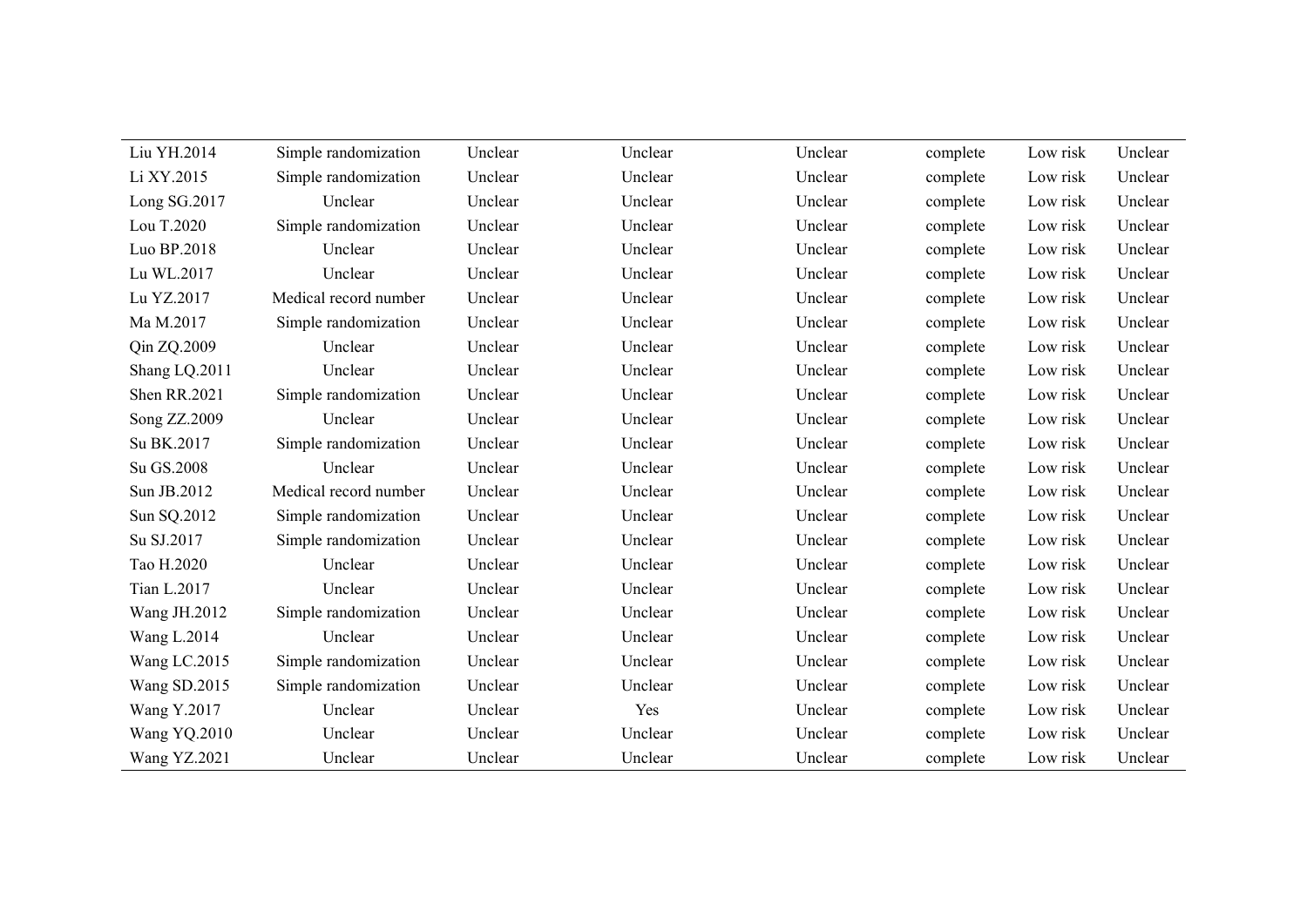| | | | | | | | |
|---|---|---|---|---|---|---|---|
| Liu YH.2014 | Simple randomization | Unclear | Unclear | Unclear | complete | Low risk | Unclear |
| Li XY.2015 | Simple randomization | Unclear | Unclear | Unclear | complete | Low risk | Unclear |
| Long SG.2017 | Unclear | Unclear | Unclear | Unclear | complete | Low risk | Unclear |
| Lou T.2020 | Simple randomization | Unclear | Unclear | Unclear | complete | Low risk | Unclear |
| Luo BP.2018 | Unclear | Unclear | Unclear | Unclear | complete | Low risk | Unclear |
| Lu WL.2017 | Unclear | Unclear | Unclear | Unclear | complete | Low risk | Unclear |
| Lu YZ.2017 | Medical record number | Unclear | Unclear | Unclear | complete | Low risk | Unclear |
| Ma M.2017 | Simple randomization | Unclear | Unclear | Unclear | complete | Low risk | Unclear |
| Qin ZQ.2009 | Unclear | Unclear | Unclear | Unclear | complete | Low risk | Unclear |
| Shang LQ.2011 | Unclear | Unclear | Unclear | Unclear | complete | Low risk | Unclear |
| Shen RR.2021 | Simple randomization | Unclear | Unclear | Unclear | complete | Low risk | Unclear |
| Song ZZ.2009 | Unclear | Unclear | Unclear | Unclear | complete | Low risk | Unclear |
| Su BK.2017 | Simple randomization | Unclear | Unclear | Unclear | complete | Low risk | Unclear |
| Su GS.2008 | Unclear | Unclear | Unclear | Unclear | complete | Low risk | Unclear |
| Sun JB.2012 | Medical record number | Unclear | Unclear | Unclear | complete | Low risk | Unclear |
| Sun SQ.2012 | Simple randomization | Unclear | Unclear | Unclear | complete | Low risk | Unclear |
| Su SJ.2017 | Simple randomization | Unclear | Unclear | Unclear | complete | Low risk | Unclear |
| Tao H.2020 | Unclear | Unclear | Unclear | Unclear | complete | Low risk | Unclear |
| Tian L.2017 | Unclear | Unclear | Unclear | Unclear | complete | Low risk | Unclear |
| Wang JH.2012 | Simple randomization | Unclear | Unclear | Unclear | complete | Low risk | Unclear |
| Wang L.2014 | Unclear | Unclear | Unclear | Unclear | complete | Low risk | Unclear |
| Wang LC.2015 | Simple randomization | Unclear | Unclear | Unclear | complete | Low risk | Unclear |
| Wang SD.2015 | Simple randomization | Unclear | Unclear | Unclear | complete | Low risk | Unclear |
| Wang Y.2017 | Unclear | Unclear | Yes | Unclear | complete | Low risk | Unclear |
| Wang YQ.2010 | Unclear | Unclear | Unclear | Unclear | complete | Low risk | Unclear |
| Wang YZ.2021 | Unclear | Unclear | Unclear | Unclear | complete | Low risk | Unclear |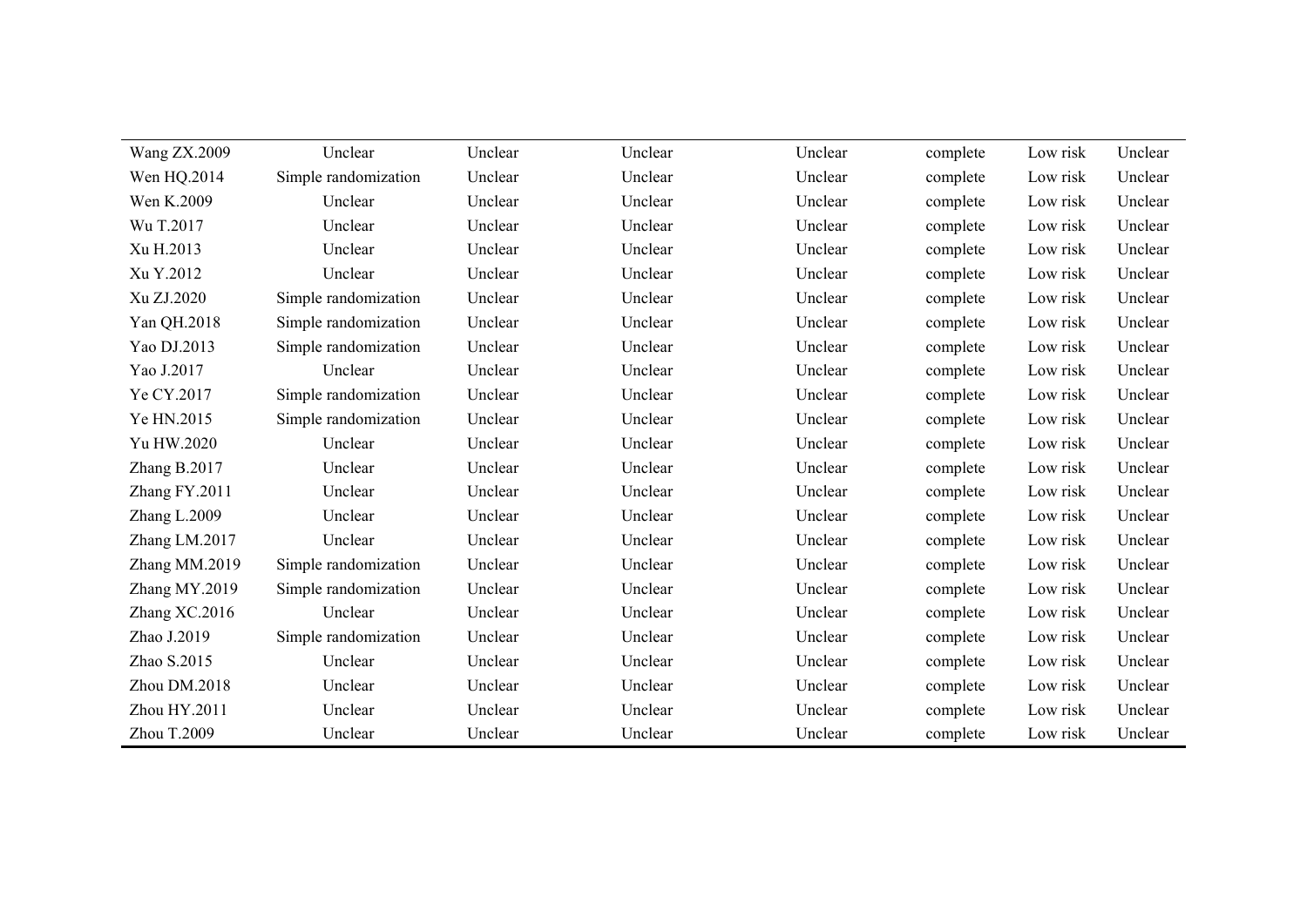| | | | | | | | |
|---|---|---|---|---|---|---|---|
| Wang ZX.2009 | Unclear | Unclear | Unclear | Unclear | complete | Low risk | Unclear |
| Wen HQ.2014 | Simple randomization | Unclear | Unclear | Unclear | complete | Low risk | Unclear |
| Wen K.2009 | Unclear | Unclear | Unclear | Unclear | complete | Low risk | Unclear |
| Wu T.2017 | Unclear | Unclear | Unclear | Unclear | complete | Low risk | Unclear |
| Xu H.2013 | Unclear | Unclear | Unclear | Unclear | complete | Low risk | Unclear |
| Xu Y.2012 | Unclear | Unclear | Unclear | Unclear | complete | Low risk | Unclear |
| Xu ZJ.2020 | Simple randomization | Unclear | Unclear | Unclear | complete | Low risk | Unclear |
| Yan QH.2018 | Simple randomization | Unclear | Unclear | Unclear | complete | Low risk | Unclear |
| Yao DJ.2013 | Simple randomization | Unclear | Unclear | Unclear | complete | Low risk | Unclear |
| Yao J.2017 | Unclear | Unclear | Unclear | Unclear | complete | Low risk | Unclear |
| Ye CY.2017 | Simple randomization | Unclear | Unclear | Unclear | complete | Low risk | Unclear |
| Ye HN.2015 | Simple randomization | Unclear | Unclear | Unclear | complete | Low risk | Unclear |
| Yu HW.2020 | Unclear | Unclear | Unclear | Unclear | complete | Low risk | Unclear |
| Zhang B.2017 | Unclear | Unclear | Unclear | Unclear | complete | Low risk | Unclear |
| Zhang FY.2011 | Unclear | Unclear | Unclear | Unclear | complete | Low risk | Unclear |
| Zhang L.2009 | Unclear | Unclear | Unclear | Unclear | complete | Low risk | Unclear |
| Zhang LM.2017 | Unclear | Unclear | Unclear | Unclear | complete | Low risk | Unclear |
| Zhang MM.2019 | Simple randomization | Unclear | Unclear | Unclear | complete | Low risk | Unclear |
| Zhang MY.2019 | Simple randomization | Unclear | Unclear | Unclear | complete | Low risk | Unclear |
| Zhang XC.2016 | Unclear | Unclear | Unclear | Unclear | complete | Low risk | Unclear |
| Zhao J.2019 | Simple randomization | Unclear | Unclear | Unclear | complete | Low risk | Unclear |
| Zhao S.2015 | Unclear | Unclear | Unclear | Unclear | complete | Low risk | Unclear |
| Zhou DM.2018 | Unclear | Unclear | Unclear | Unclear | complete | Low risk | Unclear |
| Zhou HY.2011 | Unclear | Unclear | Unclear | Unclear | complete | Low risk | Unclear |
| Zhou T.2009 | Unclear | Unclear | Unclear | Unclear | complete | Low risk | Unclear |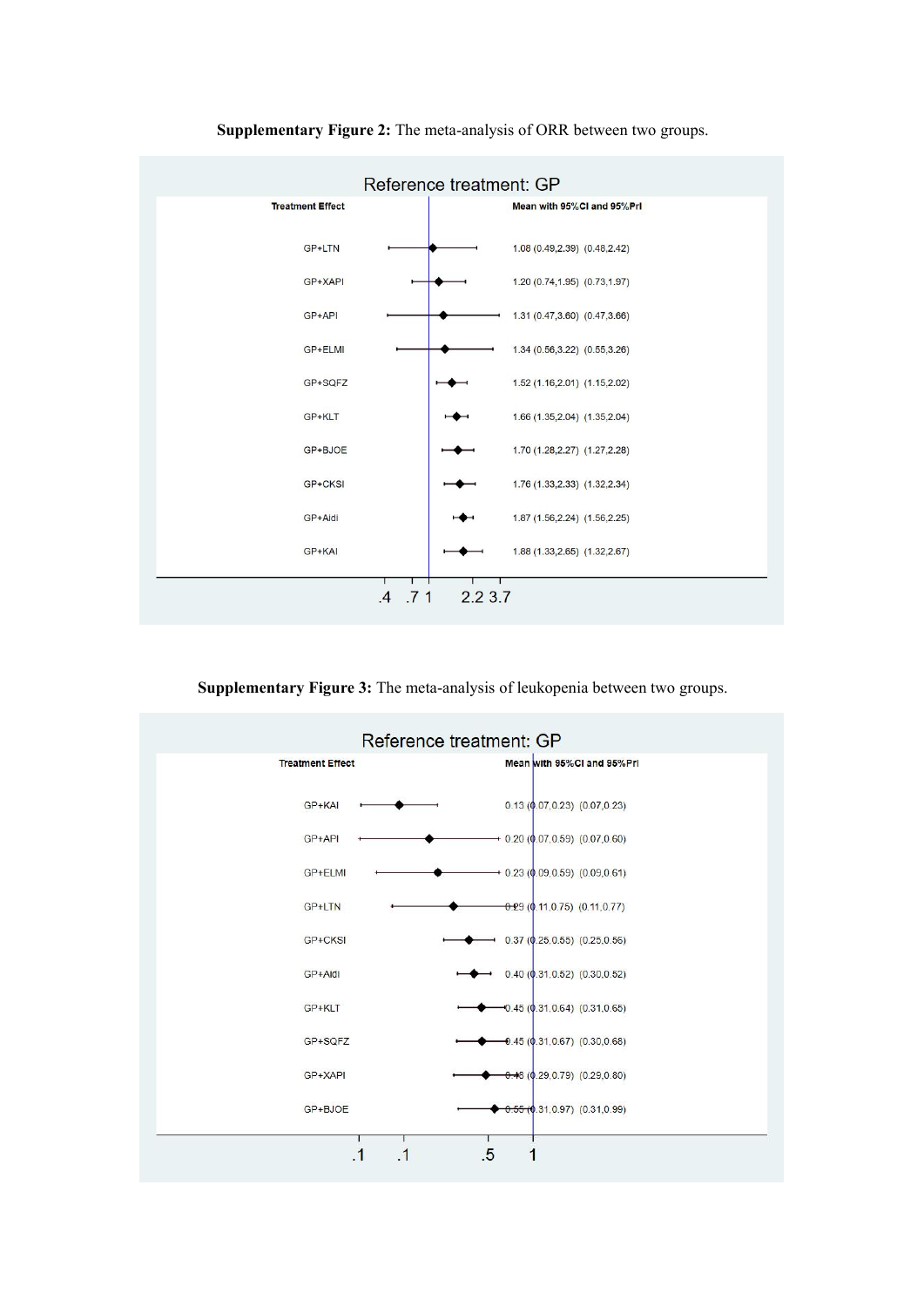**Supplementary Figure 2:** The meta-analysis of ORR between two groups.

Reference treatment: GP

| Treatment Effect | Mean with 95%CI and 95%PrI |
| --- | --- |
| GP+LTN | 1.08 (0.49,2.39) (0.48,2.42) |
| GP+XAPI | 1.20 (0.74,1.95) (0.73,1.97) |
| GP+API | 1.31 (0.47,3.60) (0.47,3.66) |
| GP+ELMI | 1.34 (0.56,3.22) (0.55,3.26) |
| GP+SQFZ | 1.52 (1.16,2.01) (1.15,2.02) |
| GP+KLT | 1.66 (1.35,2.04) (1.35,2.04) |
| GP+BJOE | 1.70 (1.28,2.27) (1.27,2.28) |
| GP+CKSI | 1.76 (1.33,2.33) (1.32,2.34) |
| GP+Aidi | 1.87 (1.56,2.24) (1.56,2.25) |
| GP+KAI | 1.88 (1.33,2.65) (1.32,2.67) |

.4 .7 1 2.2 3.7

**Supplementary Figure 3:** The meta-analysis of leukopenia between two groups.

Reference treatment: GP

| Treatment Effect | Mean with 95%CI and 95%PrI |
| --- | --- |
| GP+KAI | 0.13 (0.07,0.23) (0.07,0.23) |
| GP+API | 0.20 (0.07,0.59) (0.07,0.60) |
| GP+ELMI | 0.23 (0.09,0.59) (0.09,0.61) |
| GP+LTN | 0.29 (0.11,0.75) (0.11,0.77) |
| GP+CKSI | 0.37 (0.25,0.55) (0.25,0.56) |
| GP+Aidi | 0.40 (0.31,0.52) (0.30,0.52) |
| GP+KLT | 0.45 (0.31,0.64) (0.31,0.65) |
| GP+SQFZ | 0.45 (0.31,0.67) (0.30,0.68) |
| GP+XAPI | 0.48 (0.29,0.79) (0.29,0.80) |
| GP+BJOE | 0.55 (0.31,0.97) (0.31,0.99) |

.1 .1 .5 1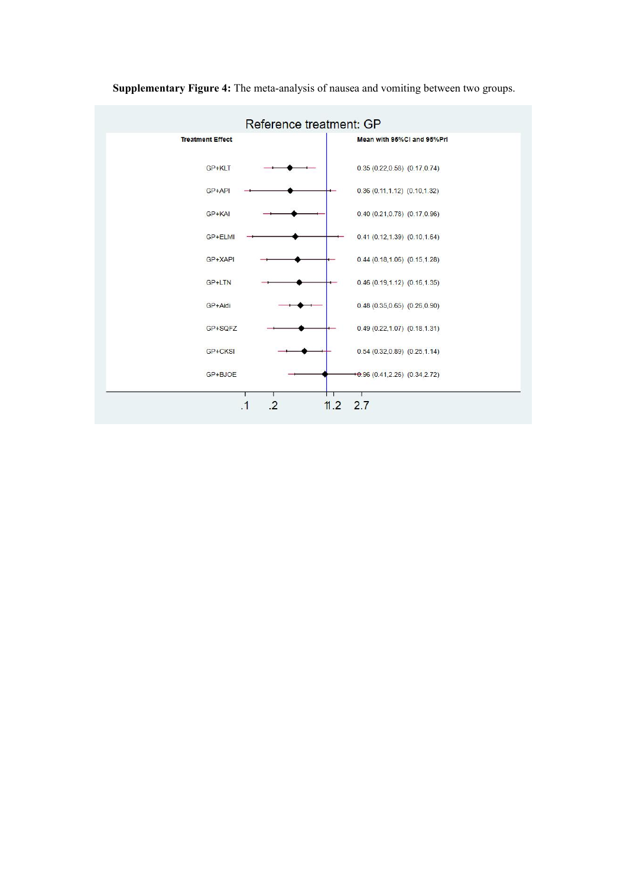**Supplementary Figure 4:** The meta-analysis of nausea and vomiting between two groups.

Reference treatment: GP

| Treatment Effect | Mean with 95%CI and 95%PrI |
| --- | --- |
| GP+KLT | 0.35 (0.22,0.58) (0.17,0.74) |
| GP+API | 0.36 (0.11,1.12) (0.10,1.32) |
| GP+KAI | 0.40 (0.21,0.78) (0.17,0.96) |
| GP+ELMI | 0.41 (0.12,1.39) (0.10,1.64) |
| GP+XAPI | 0.44 (0.18,1.06) (0.15,1.28) |
| GP+LTN | 0.46 (0.19,1.12) (0.16,1.35) |
| GP+Aidi | 0.48 (0.35,0.65) (0.26,0.90) |
| GP+SQFZ | 0.49 (0.22,1.07) (0.18,1.31) |
| GP+CKSI | 0.54 (0.32,0.89) (0.25,1.14) |
| GP+BJOE | 0.96 (0.41,2.26) (0.34,2.72) |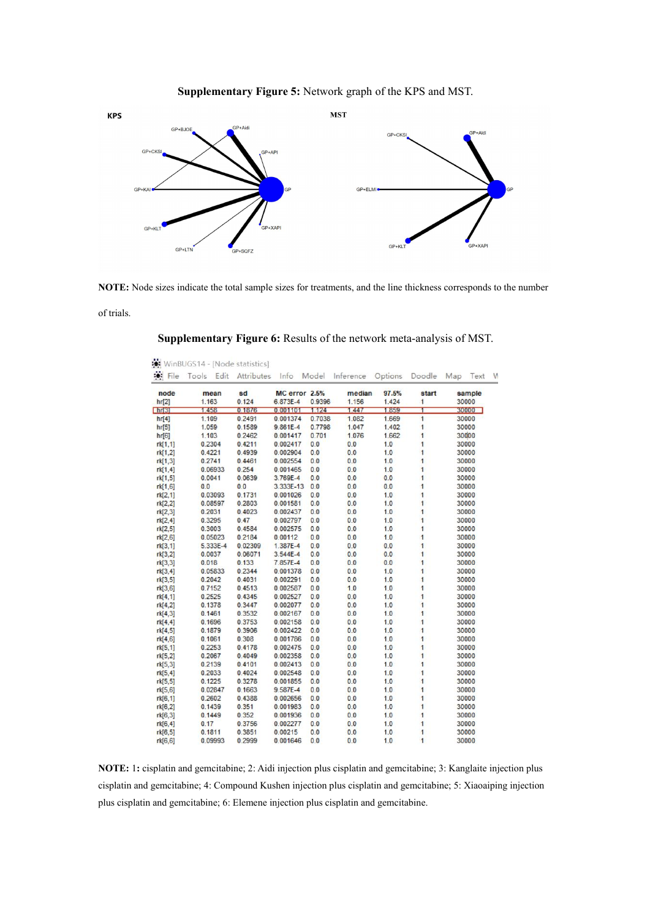**Supplementary Figure 5:** Network graph of the KPS and MST.

KPS

MST

**NOTE:** Node sizes indicate the total sample sizes for treatments, and the line thickness corresponds to the number of trials.

**Supplementary Figure 6:** Results of the network meta-analysis of MST.

WinBUGS14 - [Node statistics]

| node | mean | sd | MC error | 2.5% | median | 97.5% | start | sample |
|---|---|---|---|---|---|---|---|---|
| hr[2] | 1.163 | 0.124 | 6.873E-4 | 0.9396 | 1.156 | 1.424 | 1 | 30000 |
| hr[3] | 1.458 | 0.1876 | 0.001101 | 1.124 | 1.447 | 1.859 | 1 | 30000 |
| hr[4] | 1.109 | 0.2491 | 0.001374 | 0.7038 | 1.082 | 1.669 | 1 | 30000 |
| hr[5] | 1.059 | 0.1589 | 9.861E-4 | 0.7798 | 1.047 | 1.402 | 1 | 30000 |
| hr[6] | 1.103 | 0.2462 | 0.001417 | 0.701 | 1.076 | 1.662 | 1 | 30000 |
| rk[1,1] | 0.2304 | 0.4211 | 0.002417 | 0.0 | 0.0 | 1.0 | 1 | 30000 |
| rk[1,2] | 0.4221 | 0.4939 | 0.002904 | 0.0 | 0.0 | 1.0 | 1 | 30000 |
| rk[1,3] | 0.2741 | 0.4461 | 0.002554 | 0.0 | 0.0 | 1.0 | 1 | 30000 |
| rk[1,4] | 0.06933 | 0.254 | 0.001465 | 0.0 | 0.0 | 1.0 | 1 | 30000 |
| rk[1,5] | 0.0041 | 0.0639 | 3.769E-4 | 0.0 | 0.0 | 0.0 | 1 | 30000 |
| rk[1,6] | 0.0 | 0.0 | 3.333E-13 | 0.0 | 0.0 | 0.0 | 1 | 30000 |
| rk[2,1] | 0.03093 | 0.1731 | 0.001026 | 0.0 | 0.0 | 1.0 | 1 | 30000 |
| rk[2,2] | 0.08597 | 0.2803 | 0.001581 | 0.0 | 0.0 | 1.0 | 1 | 30000 |
| rk[2,3] | 0.2031 | 0.4023 | 0.002437 | 0.0 | 0.0 | 1.0 | 1 | 30000 |
| rk[2,4] | 0.3295 | 0.47 | 0.002797 | 0.0 | 0.0 | 1.0 | 1 | 30000 |
| rk[2,5] | 0.3003 | 0.4584 | 0.002575 | 0.0 | 0.0 | 1.0 | 1 | 30000 |
| rk[2,6] | 0.05023 | 0.2184 | 0.00112 | 0.0 | 0.0 | 1.0 | 1 | 30000 |
| rk[3,1] | 5.333E-4 | 0.02309 | 1.387E-4 | 0.0 | 0.0 | 0.0 | 1 | 30000 |
| rk[3,2] | 0.0037 | 0.06071 | 3.544E-4 | 0.0 | 0.0 | 0.0 | 1 | 30000 |
| rk[3,3] | 0.018 | 0.133 | 7.857E-4 | 0.0 | 0.0 | 0.0 | 1 | 30000 |
| rk[3,4] | 0.05833 | 0.2344 | 0.001378 | 0.0 | 0.0 | 1.0 | 1 | 30000 |
| rk[3,5] | 0.2042 | 0.4031 | 0.002291 | 0.0 | 0.0 | 1.0 | 1 | 30000 |
| rk[3,6] | 0.7152 | 0.4513 | 0.002587 | 0.0 | 1.0 | 1.0 | 1 | 30000 |
| rk[4,1] | 0.2525 | 0.4345 | 0.002527 | 0.0 | 0.0 | 1.0 | 1 | 30000 |
| rk[4,2] | 0.1378 | 0.3447 | 0.002077 | 0.0 | 0.0 | 1.0 | 1 | 30000 |
| rk[4,3] | 0.1461 | 0.3532 | 0.002167 | 0.0 | 0.0 | 1.0 | 1 | 30000 |
| rk[4,4] | 0.1696 | 0.3753 | 0.002158 | 0.0 | 0.0 | 1.0 | 1 | 30000 |
| rk[4,5] | 0.1879 | 0.3906 | 0.002422 | 0.0 | 0.0 | 1.0 | 1 | 30000 |
| rk[4,6] | 0.1061 | 0.308 | 0.001786 | 0.0 | 0.0 | 1.0 | 1 | 30000 |
| rk[5,1] | 0.2253 | 0.4178 | 0.002475 | 0.0 | 0.0 | 1.0 | 1 | 30000 |
| rk[5,2] | 0.2067 | 0.4049 | 0.002358 | 0.0 | 0.0 | 1.0 | 1 | 30000 |
| rk[5,3] | 0.2139 | 0.4101 | 0.002413 | 0.0 | 0.0 | 1.0 | 1 | 30000 |
| rk[5,4] | 0.2033 | 0.4024 | 0.002548 | 0.0 | 0.0 | 1.0 | 1 | 30000 |
| rk[5,5] | 0.1225 | 0.3278 | 0.001855 | 0.0 | 0.0 | 1.0 | 1 | 30000 |
| rk[5,6] | 0.02847 | 0.1663 | 9.587E-4 | 0.0 | 0.0 | 1.0 | 1 | 30000 |
| rk[6,1] | 0.2602 | 0.4388 | 0.002656 | 0.0 | 0.0 | 1.0 | 1 | 30000 |
| rk[6,2] | 0.1439 | 0.351 | 0.001983 | 0.0 | 0.0 | 1.0 | 1 | 30000 |
| rk[6,3] | 0.1449 | 0.352 | 0.001936 | 0.0 | 0.0 | 1.0 | 1 | 30000 |
| rk[6,4] | 0.17 | 0.3756 | 0.002277 | 0.0 | 0.0 | 1.0 | 1 | 30000 |
| rk[6,5] | 0.1811 | 0.3851 | 0.00215 | 0.0 | 0.0 | 1.0 | 1 | 30000 |
| rk[6,6] | 0.09993 | 0.2999 | 0.001646 | 0.0 | 0.0 | 1.0 | 1 | 30000 |

**NOTE:** 1**:** cisplatin and gemcitabine; 2: Aidi injection plus cisplatin and gemcitabine; 3: Kanglaite injection plus cisplatin and gemcitabine; 4: Compound Kushen injection plus cisplatin and gemcitabine; 5: Xiaoaiping injection plus cisplatin and gemcitabine; 6: Elemene injection plus cisplatin and gemcitabine.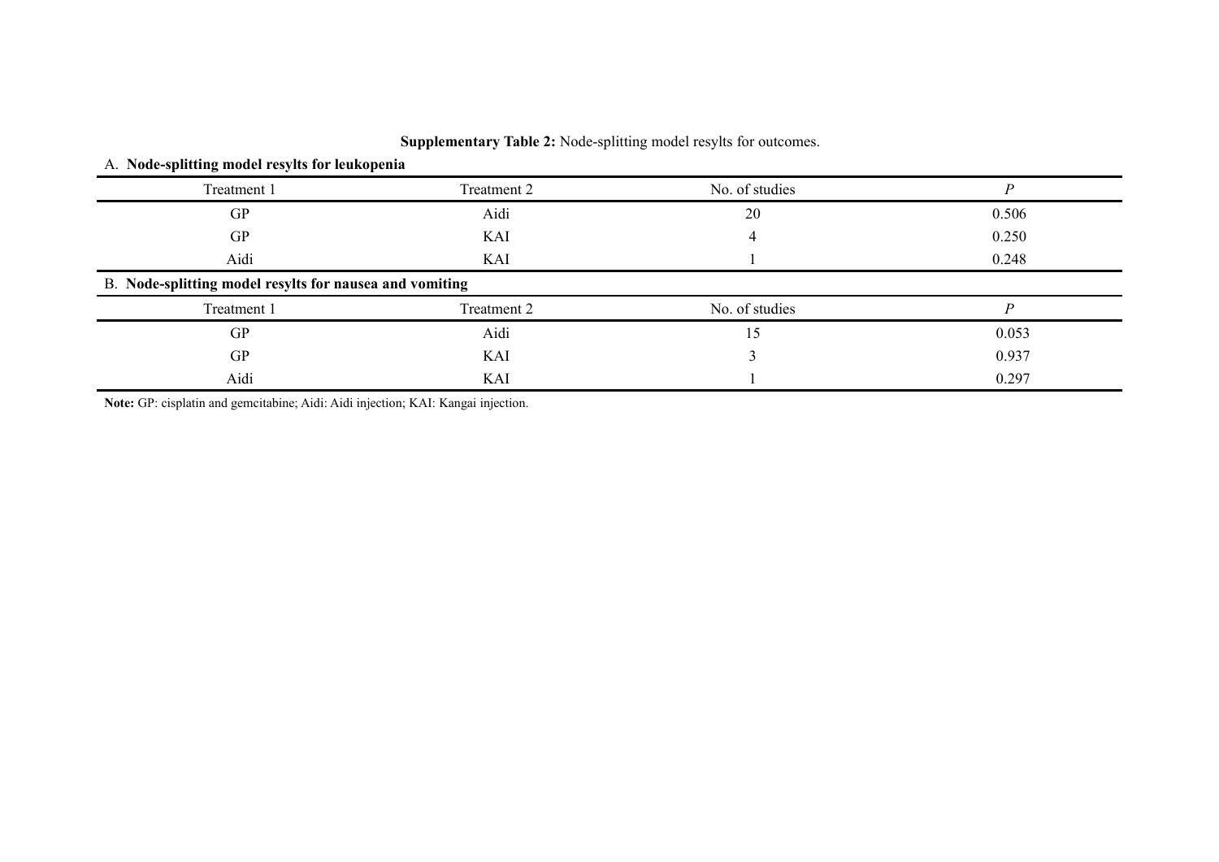**Supplementary Table 2:** Node-splitting model resylts for outcomes.

A. **Node-splitting model resylts for leukopenia**

| Treatment 1 | Treatment 2 | No. of studies | *P* |
|---|---|---|---|
| GP | Aidi | 20 | 0.506 |
| GP | KAI | 4 | 0.250 |
| Aidi | KAI | 1 | 0.248 |

B. **Node-splitting model resylts for nausea and vomiting**

| Treatment 1 | Treatment 2 | No. of studies | *P* |
|---|---|---|---|
| GP | Aidi | 15 | 0.053 |
| GP | KAI | 3 | 0.937 |
| Aidi | KAI | 1 | 0.297 |

**Note:** GP: cisplatin and gemcitabine; Aidi: Aidi injection; KAI: Kangai injection.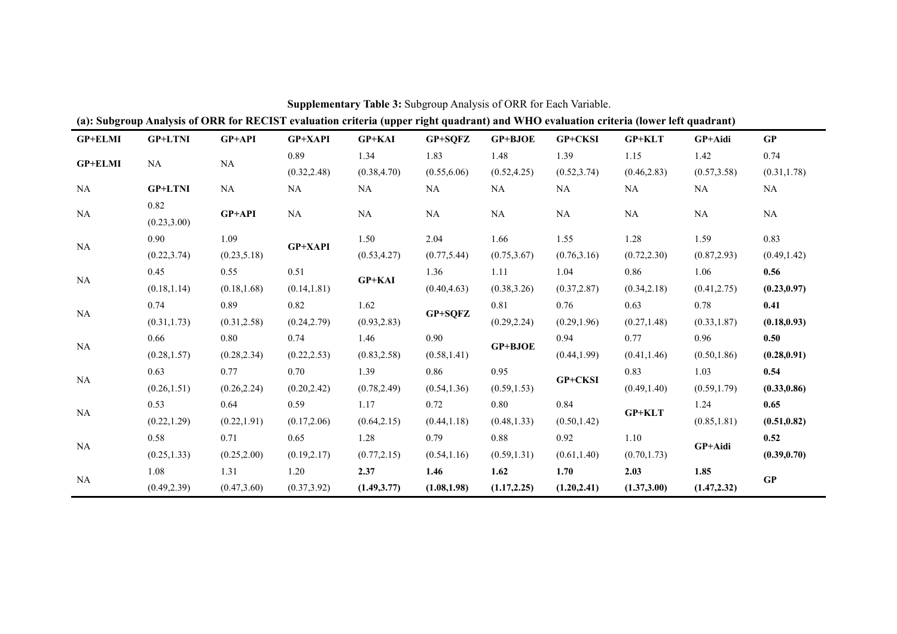**Supplementary Table 3:** Subgroup Analysis of ORR for Each Variable.

**(a): Subgroup Analysis of ORR for RECIST evaluation criteria (upper right quadrant) and WHO evaluation criteria (lower left quadrant)**

| GP+ELMI | GP+LTNI | GP+API | GP+XAPI | GP+KAI | GP+SQFZ | GP+BJOE | GP+CKSI | GP+KLT | GP+Aidi | GP |
|---|---|---|---|---|---|---|---|---|---|---|
| **GP+ELMI** | NA | NA | 0.89 (0.32,2.48) | 1.34 (0.38,4.70) | 1.83 (0.55,6.06) | 1.48 (0.52,4.25) | 1.39 (0.52,3.74) | 1.15 (0.46,2.83) | 1.42 (0.57,3.58) | 0.74 (0.31,1.78) |
| NA | **GP+LTNI** | NA | NA | NA | NA | NA | NA | NA | NA | NA |
| NA | 0.82 (0.23,3.00) | **GP+API** | NA | NA | NA | NA | NA | NA | NA | NA |
| NA | 0.90 (0.22,3.74) | 1.09 (0.23,5.18) | **GP+XAPI** | 1.50 (0.53,4.27) | 2.04 (0.77,5.44) | 1.66 (0.75,3.67) | 1.55 (0.76,3.16) | 1.28 (0.72,2.30) | 1.59 (0.87,2.93) | 0.83 (0.49,1.42) |
| NA | 0.45 (0.18,1.14) | 0.55 (0.18,1.68) | 0.51 (0.14,1.81) | **GP+KAI** | 1.36 (0.40,4.63) | 1.11 (0.38,3.26) | 1.04 (0.37,2.87) | 0.86 (0.34,2.18) | 1.06 (0.41,2.75) | **0.56 (0.23,0.97)** |
| NA | 0.74 (0.31,1.73) | 0.89 (0.31,2.58) | 0.82 (0.24,2.79) | 1.62 (0.93,2.83) | **GP+SQFZ** | 0.81 (0.29,2.24) | 0.76 (0.29,1.96) | 0.63 (0.27,1.48) | 0.78 (0.33,1.87) | **0.41 (0.18,0.93)** |
| NA | 0.66 (0.28,1.57) | 0.80 (0.28,2.34) | 0.74 (0.22,2.53) | 1.46 (0.83,2.58) | 0.90 (0.58,1.41) | **GP+BJOE** | 0.94 (0.44,1.99) | 0.77 (0.41,1.46) | 0.96 (0.50,1.86) | **0.50 (0.28,0.91)** |
| NA | 0.63 (0.26,1.51) | 0.77 (0.26,2.24) | 0.70 (0.20,2.42) | 1.39 (0.78,2.49) | 0.86 (0.54,1.36) | 0.95 (0.59,1.53) | **GP+CKSI** | 0.83 (0.49,1.40) | 1.03 (0.59,1.79) | **0.54 (0.33,0.86)** |
| NA | 0.53 (0.22,1.29) | 0.64 (0.22,1.91) | 0.59 (0.17,2.06) | 1.17 (0.64,2.15) | 0.72 (0.44,1.18) | 0.80 (0.48,1.33) | 0.84 (0.50,1.42) | **GP+KLT** | 1.24 (0.85,1.81) | **0.65 (0.51,0.82)** |
| NA | 0.58 (0.25,1.33) | 0.71 (0.25,2.00) | 0.65 (0.19,2.17) | 1.28 (0.77,2.15) | 0.79 (0.54,1.16) | 0.88 (0.59,1.31) | 0.92 (0.61,1.40) | 1.10 (0.70,1.73) | **GP+Aidi** | **0.52 (0.39,0.70)** |
| NA | 1.08 (0.49,2.39) | 1.31 (0.47,3.60) | 1.20 (0.37,3.92) | **2.37 (1.49,3.77)** | **1.46 (1.08,1.98)** | **1.62 (1.17,2.25)** | **1.70 (1.20,2.41)** | **2.03 (1.37,3.00)** | **1.85 (1.47,2.32)** | **GP** |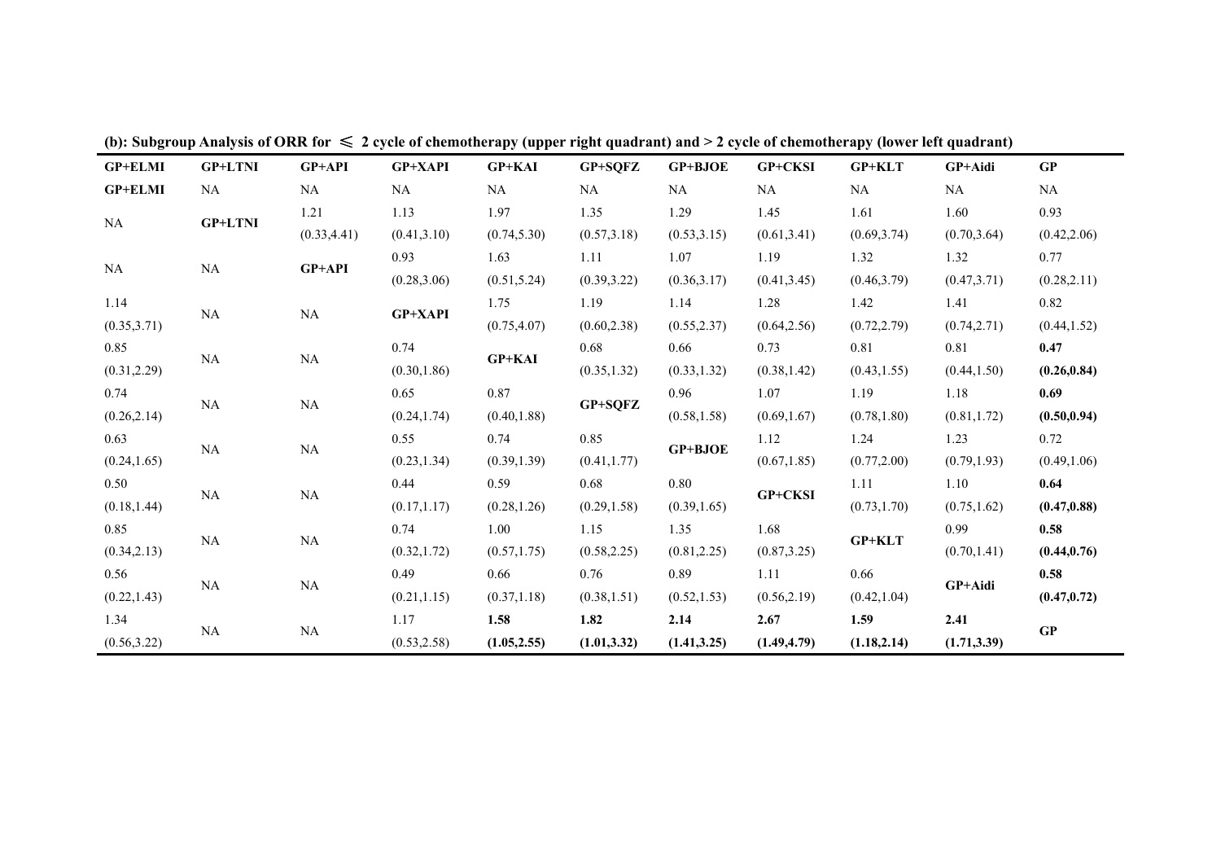**(b): Subgroup Analysis of ORR for ≤ 2 cycle of chemotherapy (upper right quadrant) and > 2 cycle of chemotherapy (lower left quadrant)**

| GP+ELMI | GP+LTNI | GP+API | GP+XAPI | GP+KAI | GP+SQFZ | GP+BJOE | GP+CKSI | GP+KLT | GP+Aidi | GP |
|---|---|---|---|---|---|---|---|---|---|---|
| **GP+ELMI** | NA | NA | NA | NA | NA | NA | NA | NA | NA | NA |
| NA | **GP+LTNI** | 1.21 (0.33,4.41) | 1.13 (0.41,3.10) | 1.97 (0.74,5.30) | 1.35 (0.57,3.18) | 1.29 (0.53,3.15) | 1.45 (0.61,3.41) | 1.61 (0.69,3.74) | 1.60 (0.70,3.64) | 0.93 (0.42,2.06) |
| NA | NA | **GP+API** | 0.93 (0.28,3.06) | 1.63 (0.51,5.24) | 1.11 (0.39,3.22) | 1.07 (0.36,3.17) | 1.19 (0.41,3.45) | 1.32 (0.46,3.79) | 1.32 (0.47,3.71) | 0.77 (0.28,2.11) |
| 1.14 (0.35,3.71) | NA | NA | **GP+XAPI** | 1.75 (0.75,4.07) | 1.19 (0.60,2.38) | 1.14 (0.55,2.37) | 1.28 (0.64,2.56) | 1.42 (0.72,2.79) | 1.41 (0.74,2.71) | 0.82 (0.44,1.52) |
| 0.85 (0.31,2.29) | NA | NA | 0.74 (0.30,1.86) | **GP+KAI** | 0.68 (0.35,1.32) | 0.66 (0.33,1.32) | 0.73 (0.38,1.42) | 0.81 (0.43,1.55) | 0.81 (0.44,1.50) | **0.47 (0.26,0.84)** |
| 0.74 (0.26,2.14) | NA | NA | 0.65 (0.24,1.74) | 0.87 (0.40,1.88) | **GP+SQFZ** | 0.96 (0.58,1.58) | 1.07 (0.69,1.67) | 1.19 (0.78,1.80) | 1.18 (0.81,1.72) | **0.69 (0.50,0.94)** |
| 0.63 (0.24,1.65) | NA | NA | 0.55 (0.23,1.34) | 0.74 (0.39,1.39) | 0.85 (0.41,1.77) | **GP+BJOE** | 1.12 (0.67,1.85) | 1.24 (0.77,2.00) | 1.23 (0.79,1.93) | 0.72 (0.49,1.06) |
| 0.50 (0.18,1.44) | NA | NA | 0.44 (0.17,1.17) | 0.59 (0.28,1.26) | 0.68 (0.29,1.58) | 0.80 (0.39,1.65) | **GP+CKSI** | 1.11 (0.73,1.70) | 1.10 (0.75,1.62) | **0.64 (0.47,0.88)** |
| 0.85 (0.34,2.13) | NA | NA | 0.74 (0.32,1.72) | 1.00 (0.57,1.75) | 1.15 (0.58,2.25) | 1.35 (0.81,2.25) | 1.68 (0.87,3.25) | **GP+KLT** | 0.99 (0.70,1.41) | **0.58 (0.44,0.76)** |
| 0.56 (0.22,1.43) | NA | NA | 0.49 (0.21,1.15) | 0.66 (0.37,1.18) | 0.76 (0.38,1.51) | 0.89 (0.52,1.53) | 1.11 (0.56,2.19) | 0.66 (0.42,1.04) | **GP+Aidi** | **0.58 (0.47,0.72)** |
| 1.34 (0.56,3.22) | NA | NA | 1.17 (0.53,2.58) | **1.58 (1.05,2.55)** | **1.82 (1.01,3.32)** | **2.14 (1.41,3.25)** | **2.67 (1.49,4.79)** | **1.59 (1.18,2.14)** | **2.41 (1.71,3.39)** | **GP** |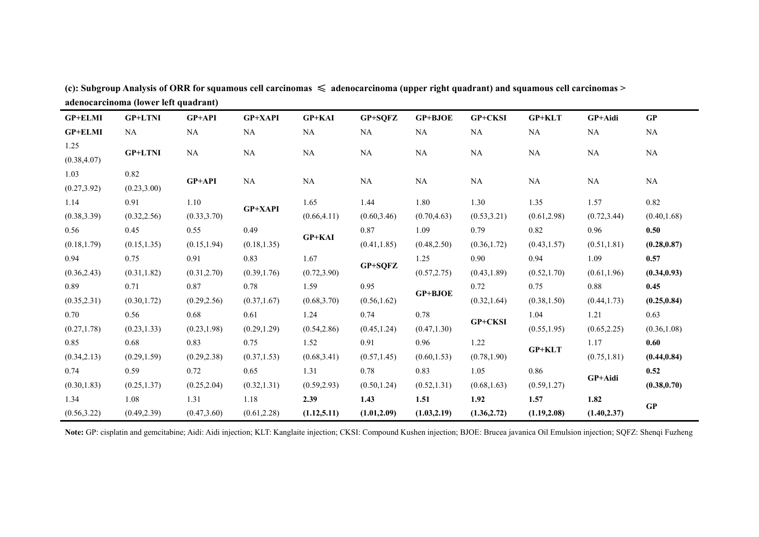**(c): Subgroup Analysis of ORR for squamous cell carcinomas ⩽ adenocarcinoma (upper right quadrant) and squamous cell carcinomas > adenocarcinoma (lower left quadrant)**

| GP+ELMI | GP+LTNI | GP+API | GP+XAPI | GP+KAI | GP+SQFZ | GP+BJOE | GP+CKSI | GP+KLT | GP+Aidi | GP |
|---|---|---|---|---|---|---|---|---|---|---|
| **GP+ELMI** | NA | NA | NA | NA | NA | NA | NA | NA | NA | NA |
| 1.25 (0.38,4.07) | **GP+LTNI** | NA | NA | NA | NA | NA | NA | NA | NA | NA |
| 1.03 (0.27,3.92) | 0.82 (0.23,3.00) | **GP+API** | NA | NA | NA | NA | NA | NA | NA | NA |
| 1.14 (0.38,3.39) | 0.91 (0.32,2.56) | 1.10 (0.33,3.70) | **GP+XAPI** | 1.65 (0.66,4.11) | 1.44 (0.60,3.46) | 1.80 (0.70,4.63) | 1.30 (0.53,3.21) | 1.35 (0.61,2.98) | 1.57 (0.72,3.44) | 0.82 (0.40,1.68) |
| 0.56 (0.18,1.79) | 0.45 (0.15,1.35) | 0.55 (0.15,1.94) | 0.49 (0.18,1.35) | **GP+KAI** | 0.87 (0.41,1.85) | 1.09 (0.48,2.50) | 0.79 (0.36,1.72) | 0.82 (0.43,1.57) | 0.96 (0.51,1.81) | **0.50 (0.28,0.87)** |
| 0.94 (0.36,2.43) | 0.75 (0.31,1.82) | 0.91 (0.31,2.70) | 0.83 (0.39,1.76) | 1.67 (0.72,3.90) | **GP+SQFZ** | 1.25 (0.57,2.75) | 0.90 (0.43,1.89) | 0.94 (0.52,1.70) | 1.09 (0.61,1.96) | **0.57 (0.34,0.93)** |
| 0.89 (0.35,2.31) | 0.71 (0.30,1.72) | 0.87 (0.29,2.56) | 0.78 (0.37,1.67) | 1.59 (0.68,3.70) | 0.95 (0.56,1.62) | **GP+BJOE** | 0.72 (0.32,1.64) | 0.75 (0.38,1.50) | 0.88 (0.44,1.73) | **0.45 (0.25,0.84)** |
| 0.70 (0.27,1.78) | 0.56 (0.23,1.33) | 0.68 (0.23,1.98) | 0.61 (0.29,1.29) | 1.24 (0.54,2.86) | 0.74 (0.45,1.24) | 0.78 (0.47,1.30) | **GP+CKSI** | 1.04 (0.55,1.95) | 1.21 (0.65,2.25) | 0.63 (0.36,1.08) |
| 0.85 (0.34,2.13) | 0.68 (0.29,1.59) | 0.83 (0.29,2.38) | 0.75 (0.37,1.53) | 1.52 (0.68,3.41) | 0.91 (0.57,1.45) | 0.96 (0.60,1.53) | 1.22 (0.78,1.90) | **GP+KLT** | 1.17 (0.75,1.81) | **0.60 (0.44,0.84)** |
| 0.74 (0.30,1.83) | 0.59 (0.25,1.37) | 0.72 (0.25,2.04) | 0.65 (0.32,1.31) | 1.31 (0.59,2.93) | 0.78 (0.50,1.24) | 0.83 (0.52,1.31) | 1.05 (0.68,1.63) | 0.86 (0.59,1.27) | **GP+Aidi** | **0.52 (0.38,0.70)** |
| 1.34 (0.56,3.22) | 1.08 (0.49,2.39) | 1.31 (0.47,3.60) | 1.18 (0.61,2.28) | **2.39 (1.12,5.11)** | **1.43 (1.01,2.09)** | **1.51 (1.03,2.19)** | **1.92 (1.36,2.72)** | **1.57 (1.19,2.08)** | **1.82 (1.40,2.37)** | **GP** |

**Note:** GP: cisplatin and gemcitabine; Aidi: Aidi injection; KLT: Kanglaite injection; CKSI: Compound Kushen injection; BJOE: Brucea javanica Oil Emulsion injection; SQFZ: Shenqi Fuzheng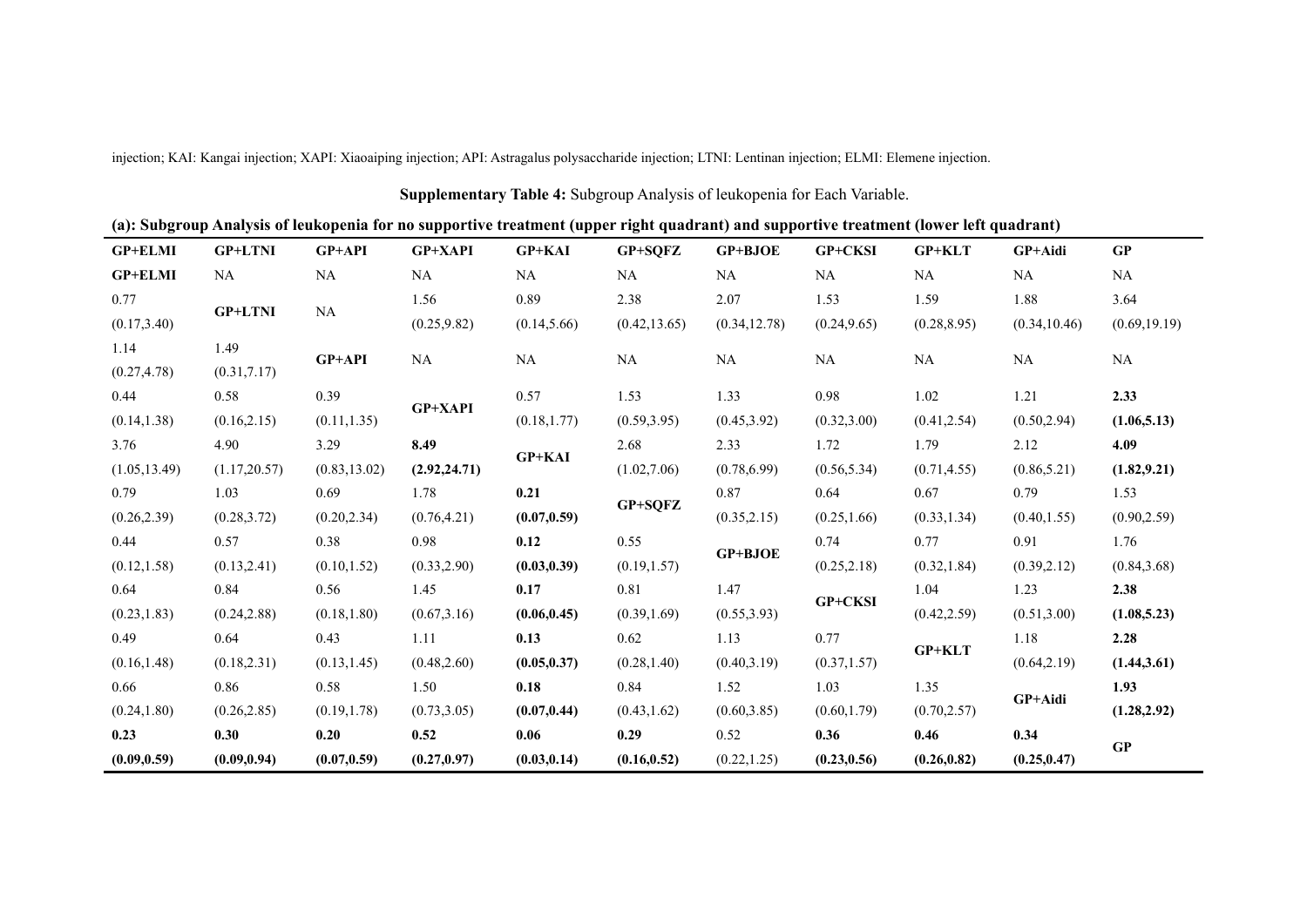injection; KAI: Kangai injection; XAPI: Xiaoaiping injection; API: Astragalus polysaccharide injection; LTNI: Lentinan injection; ELMI: Elemene injection.

**Supplementary Table 4:** Subgroup Analysis of leukopenia for Each Variable.

**(a): Subgroup Analysis of leukopenia for no supportive treatment (upper right quadrant) and supportive treatment (lower left quadrant)**

| GP+ELMI | GP+LTNI | GP+API | GP+XAPI | GP+KAI | GP+SQFZ | GP+BJOE | GP+CKSI | GP+KLT | GP+Aidi | GP |
|---|---|---|---|---|---|---|---|---|---|---|
| **GP+ELMI** | NA | NA | NA | NA | NA | NA | NA | NA | NA | NA |
| 0.77 (0.17,3.40) | **GP+LTNI** | NA | 1.56 (0.25,9.82) | 0.89 (0.14,5.66) | 2.38 (0.42,13.65) | 2.07 (0.34,12.78) | 1.53 (0.24,9.65) | 1.59 (0.28,8.95) | 1.88 (0.34,10.46) | 3.64 (0.69,19.19) |
| 1.14 (0.27,4.78) | 1.49 (0.31,7.17) | **GP+API** | NA | NA | NA | NA | NA | NA | NA | NA |
| 0.44 (0.14,1.38) | 0.58 (0.16,2.15) | 0.39 (0.11,1.35) | **GP+XAPI** | 0.57 (0.18,1.77) | 1.53 (0.59,3.95) | 1.33 (0.45,3.92) | 0.98 (0.32,3.00) | 1.02 (0.41,2.54) | 1.21 (0.50,2.94) | **2.33 (1.06,5.13)** |
| 3.76 (1.05,13.49) | 4.90 (1.17,20.57) | 3.29 (0.83,13.02) | **8.49 (2.92,24.71)** | **GP+KAI** | 2.68 (1.02,7.06) | 2.33 (0.78,6.99) | 1.72 (0.56,5.34) | 1.79 (0.71,4.55) | 2.12 (0.86,5.21) | **4.09 (1.82,9.21)** |
| 0.79 (0.26,2.39) | 1.03 (0.28,3.72) | 0.69 (0.20,2.34) | 1.78 (0.76,4.21) | **0.21 (0.07,0.59)** | **GP+SQFZ** | 0.87 (0.35,2.15) | 0.64 (0.25,1.66) | 0.67 (0.33,1.34) | 0.79 (0.40,1.55) | 1.53 (0.90,2.59) |
| 0.44 (0.12,1.58) | 0.57 (0.13,2.41) | 0.38 (0.10,1.52) | 0.98 (0.33,2.90) | **0.12 (0.03,0.39)** | 0.55 (0.19,1.57) | **GP+BJOE** | 0.74 (0.25,2.18) | 0.77 (0.32,1.84) | 0.91 (0.39,2.12) | 1.76 (0.84,3.68) |
| 0.64 (0.23,1.83) | 0.84 (0.24,2.88) | 0.56 (0.18,1.80) | 1.45 (0.67,3.16) | **0.17 (0.06,0.45)** | 0.81 (0.39,1.69) | 1.47 (0.55,3.93) | **GP+CKSI** | 1.04 (0.42,2.59) | 1.23 (0.51,3.00) | **2.38 (1.08,5.23)** |
| 0.49 (0.16,1.48) | 0.64 (0.18,2.31) | 0.43 (0.13,1.45) | 1.11 (0.48,2.60) | **0.13 (0.05,0.37)** | 0.62 (0.28,1.40) | 1.13 (0.40,3.19) | 0.77 (0.37,1.57) | **GP+KLT** | 1.18 (0.64,2.19) | **2.28 (1.44,3.61)** |
| 0.66 (0.24,1.80) | 0.86 (0.26,2.85) | 0.58 (0.19,1.78) | 1.50 (0.73,3.05) | **0.18 (0.07,0.44)** | 0.84 (0.43,1.62) | 1.52 (0.60,3.85) | 1.03 (0.60,1.79) | 1.35 (0.70,2.57) | **GP+Aidi** | **1.93 (1.28,2.92)** |
| **0.23 (0.09,0.59)** | **0.30 (0.09,0.94)** | **0.20 (0.07,0.59)** | **0.52 (0.27,0.97)** | **0.06 (0.03,0.14)** | **0.29 (0.16,0.52)** | 0.52 (0.22,1.25) | **0.36 (0.23,0.56)** | **0.46 (0.26,0.82)** | **0.34 (0.25,0.47)** | **GP** |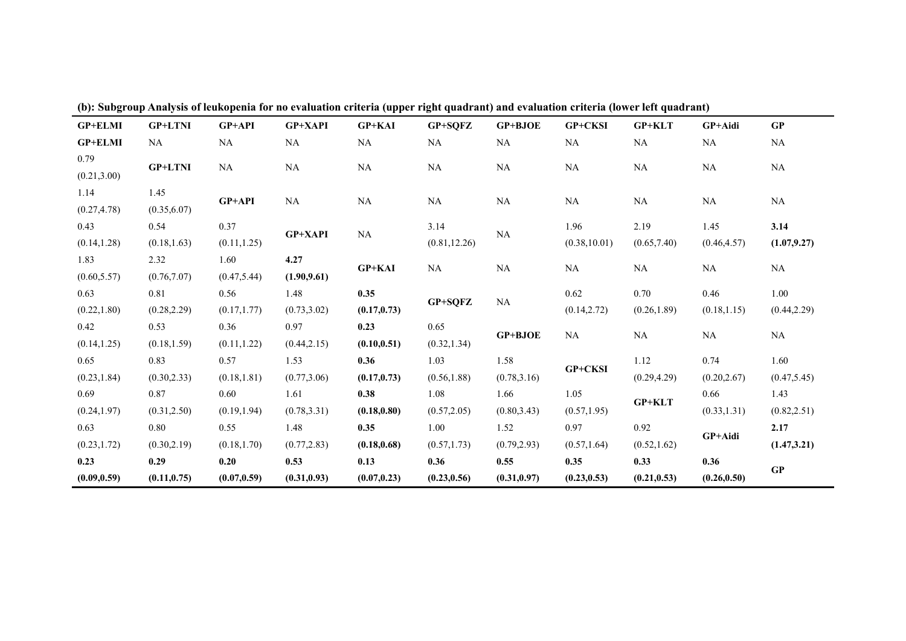**(b): Subgroup Analysis of leukopenia for no evaluation criteria (upper right quadrant) and evaluation criteria (lower left quadrant)**

| GP+ELMI | GP+LTNI | GP+API | GP+XAPI | GP+KAI | GP+SQFZ | GP+BJOE | GP+CKSI | GP+KLT | GP+Aidi | GP |
|---|---|---|---|---|---|---|---|---|---|---|
| **GP+ELMI** | NA | NA | NA | NA | NA | NA | NA | NA | NA | NA |
| 0.79 (0.21,3.00) | **GP+LTNI** | NA | NA | NA | NA | NA | NA | NA | NA | NA |
| 1.14 (0.27,4.78) | 1.45 (0.35,6.07) | **GP+API** | NA | NA | NA | NA | NA | NA | NA | NA |
| 0.43 (0.14,1.28) | 0.54 (0.18,1.63) | 0.37 (0.11,1.25) | **GP+XAPI** | NA | 3.14 (0.81,12.26) | NA | 1.96 (0.38,10.01) | 2.19 (0.65,7.40) | 1.45 (0.46,4.57) | **3.14 (1.07,9.27)** |
| 1.83 (0.60,5.57) | 2.32 (0.76,7.07) | 1.60 (0.47,5.44) | **4.27 (1.90,9.61)** | **GP+KAI** | NA | NA | NA | NA | NA | NA |
| 0.63 (0.22,1.80) | 0.81 (0.28,2.29) | 0.56 (0.17,1.77) | 1.48 (0.73,3.02) | **0.35 (0.17,0.73)** | **GP+SQFZ** | NA | 0.62 (0.14,2.72) | 0.70 (0.26,1.89) | 0.46 (0.18,1.15) | 1.00 (0.44,2.29) |
| 0.42 (0.14,1.25) | 0.53 (0.18,1.59) | 0.36 (0.11,1.22) | 0.97 (0.44,2.15) | **0.23 (0.10,0.51)** | 0.65 (0.32,1.34) | **GP+BJOE** | NA | NA | NA | NA |
| 0.65 (0.23,1.84) | 0.83 (0.30,2.33) | 0.57 (0.18,1.81) | 1.53 (0.77,3.06) | **0.36 (0.17,0.73)** | 1.03 (0.56,1.88) | 1.58 (0.78,3.16) | **GP+CKSI** | 1.12 (0.29,4.29) | 0.74 (0.20,2.67) | 1.60 (0.47,5.45) |
| 0.69 (0.24,1.97) | 0.87 (0.31,2.50) | 0.60 (0.19,1.94) | 1.61 (0.78,3.31) | **0.38 (0.18,0.80)** | 1.08 (0.57,2.05) | 1.66 (0.80,3.43) | 1.05 (0.57,1.95) | **GP+KLT** | 0.66 (0.33,1.31) | 1.43 (0.82,2.51) |
| 0.63 (0.23,1.72) | 0.80 (0.30,2.19) | 0.55 (0.18,1.70) | 1.48 (0.77,2.83) | **0.35 (0.18,0.68)** | 1.00 (0.57,1.73) | 1.52 (0.79,2.93) | 0.97 (0.57,1.64) | 0.92 (0.52,1.62) | **GP+Aidi** | **2.17 (1.47,3.21)** |
| **0.23 (0.09,0.59)** | **0.29 (0.11,0.75)** | **0.20 (0.07,0.59)** | **0.53 (0.31,0.93)** | **0.13 (0.07,0.23)** | **0.36 (0.23,0.56)** | **0.55 (0.31,0.97)** | **0.35 (0.23,0.53)** | **0.33 (0.21,0.53)** | **0.36 (0.26,0.50)** | **GP** |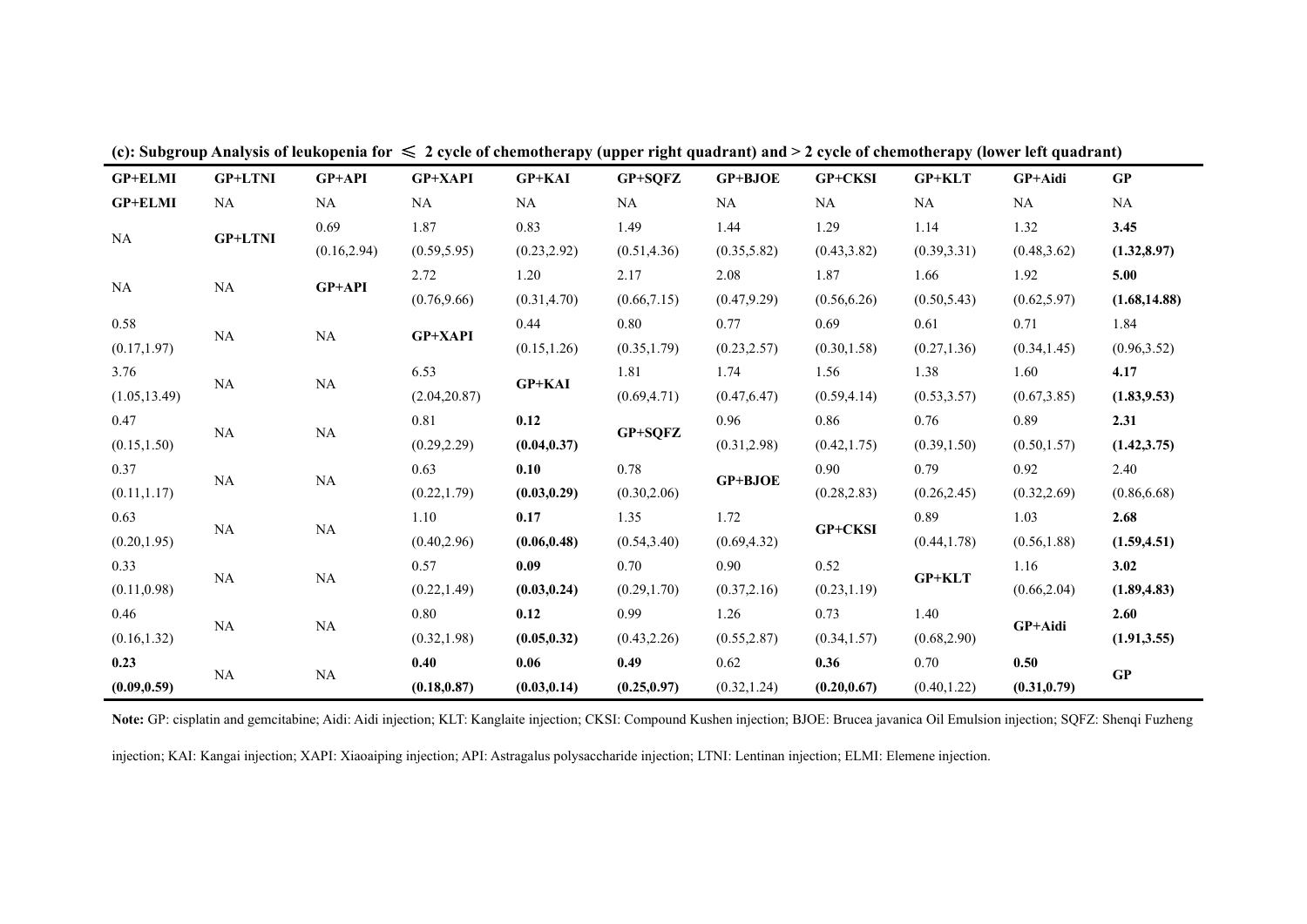**(c): Subgroup Analysis of leukopenia for ≤ 2 cycle of chemotherapy (upper right quadrant) and > 2 cycle of chemotherapy (lower left quadrant)**

| GP+ELMI | GP+LTNI | GP+API | GP+XAPI | GP+KAI | GP+SQFZ | GP+BJOE | GP+CKSI | GP+KLT | GP+Aidi | GP |
|---|---|---|---|---|---|---|---|---|---|---|
| **GP+ELMI** | NA | NA | NA | NA | NA | NA | NA | NA | NA | NA |
| NA | **GP+LTNI** | 0.69 (0.16,2.94) | 1.87 (0.59,5.95) | 0.83 (0.23,2.92) | 1.49 (0.51,4.36) | 1.44 (0.35,5.82) | 1.29 (0.43,3.82) | 1.14 (0.39,3.31) | 1.32 (0.48,3.62) | **3.45 (1.32,8.97)** |
| NA | NA | **GP+API** | 2.72 (0.76,9.66) | 1.20 (0.31,4.70) | 2.17 (0.66,7.15) | 2.08 (0.47,9.29) | 1.87 (0.56,6.26) | 1.66 (0.50,5.43) | 1.92 (0.62,5.97) | **5.00 (1.68,14.88)** |
| 0.58 (0.17,1.97) | NA | NA | **GP+XAPI** | 0.44 (0.15,1.26) | 0.80 (0.35,1.79) | 0.77 (0.23,2.57) | 0.69 (0.30,1.58) | 0.61 (0.27,1.36) | 0.71 (0.34,1.45) | 1.84 (0.96,3.52) |
| 3.76 (1.05,13.49) | NA | NA | 6.53 (2.04,20.87) | **GP+KAI** | 1.81 (0.69,4.71) | 1.74 (0.47,6.47) | 1.56 (0.59,4.14) | 1.38 (0.53,3.57) | 1.60 (0.67,3.85) | **4.17 (1.83,9.53)** |
| 0.47 (0.15,1.50) | NA | NA | 0.81 (0.29,2.29) | **0.12 (0.04,0.37)** | **GP+SQFZ** | 0.96 (0.31,2.98) | 0.86 (0.42,1.75) | 0.76 (0.39,1.50) | 0.89 (0.50,1.57) | **2.31 (1.42,3.75)** |
| 0.37 (0.11,1.17) | NA | NA | 0.63 (0.22,1.79) | **0.10 (0.03,0.29)** | 0.78 (0.30,2.06) | **GP+BJOE** | 0.90 (0.28,2.83) | 0.79 (0.26,2.45) | 0.92 (0.32,2.69) | 2.40 (0.86,6.68) |
| 0.63 (0.20,1.95) | NA | NA | 1.10 (0.40,2.96) | **0.17 (0.06,0.48)** | 1.35 (0.54,3.40) | 1.72 (0.69,4.32) | **GP+CKSI** | 0.89 (0.44,1.78) | 1.03 (0.56,1.88) | **2.68 (1.59,4.51)** |
| 0.33 (0.11,0.98) | NA | NA | 0.57 (0.22,1.49) | **0.09 (0.03,0.24)** | 0.70 (0.29,1.70) | 0.90 (0.37,2.16) | 0.52 (0.23,1.19) | **GP+KLT** | 1.16 (0.66,2.04) | **3.02 (1.89,4.83)** |
| 0.46 (0.16,1.32) | NA | NA | 0.80 (0.32,1.98) | **0.12 (0.05,0.32)** | 0.99 (0.43,2.26) | 1.26 (0.55,2.87) | 0.73 (0.34,1.57) | 1.40 (0.68,2.90) | **GP+Aidi** | **2.60 (1.91,3.55)** |
| **0.23 (0.09,0.59)** | NA | NA | **0.40 (0.18,0.87)** | **0.06 (0.03,0.14)** | **0.49 (0.25,0.97)** | 0.62 (0.32,1.24) | **0.36 (0.20,0.67)** | 0.70 (0.40,1.22) | **0.50 (0.31,0.79)** | **GP** |

**Note:** GP: cisplatin and gemcitabine; Aidi: Aidi injection; KLT: Kanglaite injection; CKSI: Compound Kushen injection; BJOE: Brucea javanica Oil Emulsion injection; SQFZ: Shenqi Fuzheng injection; KAI: Kangai injection; XAPI: Xiaoaiping injection; API: Astragalus polysaccharide injection; LTNI: Lentinan injection; ELMI: Elemene injection.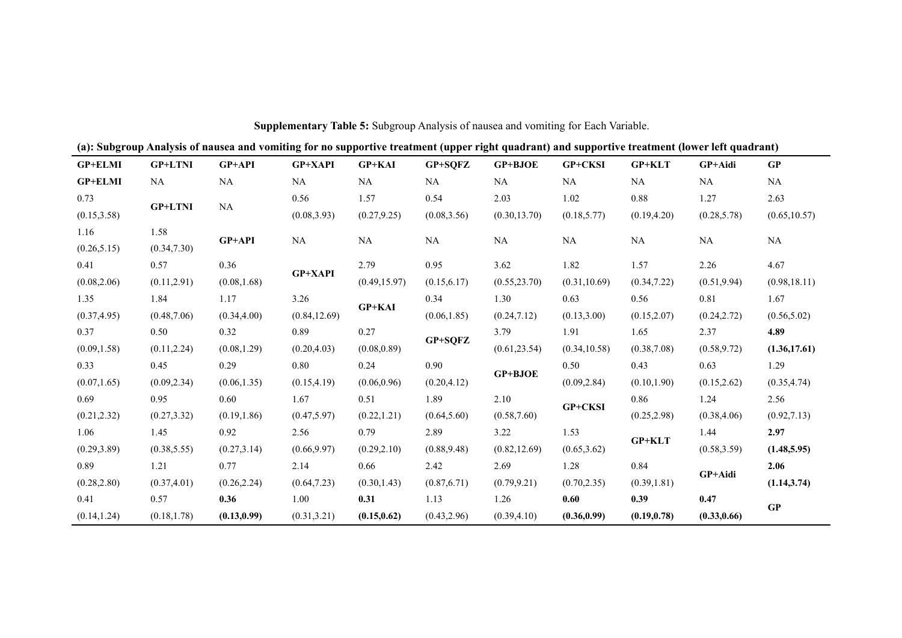**Supplementary Table 5:** Subgroup Analysis of nausea and vomiting for Each Variable.

**(a): Subgroup Analysis of nausea and vomiting for no supportive treatment (upper right quadrant) and supportive treatment (lower left quadrant)**

| GP+ELMI | GP+LTNI | GP+API | GP+XAPI | GP+KAI | GP+SQFZ | GP+BJOE | GP+CKSI | GP+KLT | GP+Aidi | GP |
|---|---|---|---|---|---|---|---|---|---|---|
| **GP+ELMI** | NA | NA | NA | NA | NA | NA | NA | NA | NA | NA |
| 0.73 (0.15,3.58) | **GP+LTNI** | NA | 0.56 (0.08,3.93) | 1.57 (0.27,9.25) | 0.54 (0.08,3.56) | 2.03 (0.30,13.70) | 1.02 (0.18,5.77) | 0.88 (0.19,4.20) | 1.27 (0.28,5.78) | 2.63 (0.65,10.57) |
| 1.16 (0.26,5.15) | 1.58 (0.34,7.30) | **GP+API** | NA | NA | NA | NA | NA | NA | NA | NA |
| 0.41 (0.08,2.06) | 0.57 (0.11,2.91) | 0.36 (0.08,1.68) | **GP+XAPI** | 2.79 (0.49,15.97) | 0.95 (0.15,6.17) | 3.62 (0.55,23.70) | 1.82 (0.31,10.69) | 1.57 (0.34,7.22) | 2.26 (0.51,9.94) | 4.67 (0.98,18.11) |
| 1.35 (0.37,4.95) | 1.84 (0.48,7.06) | 1.17 (0.34,4.00) | 3.26 (0.84,12.69) | **GP+KAI** | 0.34 (0.06,1.85) | 1.30 (0.24,7.12) | 0.63 (0.13,3.00) | 0.56 (0.15,2.07) | 0.81 (0.24,2.72) | 1.67 (0.56,5.02) |
| 0.37 (0.09,1.58) | 0.50 (0.11,2.24) | 0.32 (0.08,1.29) | 0.89 (0.20,4.03) | 0.27 (0.08,0.89) | **GP+SQFZ** | 3.79 (0.61,23.54) | 1.91 (0.34,10.58) | 1.65 (0.38,7.08) | 2.37 (0.58,9.72) | **4.89 (1.36,17.61)** |
| 0.33 (0.07,1.65) | 0.45 (0.09,2.34) | 0.29 (0.06,1.35) | 0.80 (0.15,4.19) | 0.24 (0.06,0.96) | 0.90 (0.20,4.12) | **GP+BJOE** | 0.50 (0.09,2.84) | 0.43 (0.10,1.90) | 0.63 (0.15,2.62) | 1.29 (0.35,4.74) |
| 0.69 (0.21,2.32) | 0.95 (0.27,3.32) | 0.60 (0.19,1.86) | 1.67 (0.47,5.97) | 0.51 (0.22,1.21) | 1.89 (0.64,5.60) | 2.10 (0.58,7.60) | **GP+CKSI** | 0.86 (0.25,2.98) | 1.24 (0.38,4.06) | 2.56 (0.92,7.13) |
| 1.06 (0.29,3.89) | 1.45 (0.38,5.55) | 0.92 (0.27,3.14) | 2.56 (0.66,9.97) | 0.79 (0.29,2.10) | 2.89 (0.88,9.48) | 3.22 (0.82,12.69) | 1.53 (0.65,3.62) | **GP+KLT** | 1.44 (0.58,3.59) | **2.97 (1.48,5.95)** |
| 0.89 (0.28,2.80) | 1.21 (0.37,4.01) | 0.77 (0.26,2.24) | 2.14 (0.64,7.23) | 0.66 (0.30,1.43) | 2.42 (0.87,6.71) | 2.69 (0.79,9.21) | 1.28 (0.70,2.35) | 0.84 (0.39,1.81) | **GP+Aidi** | **2.06 (1.14,3.74)** |
| 0.41 (0.14,1.24) | 0.57 (0.18,1.78) | **0.36 (0.13,0.99)** | 1.00 (0.31,3.21) | **0.31 (0.15,0.62)** | 1.13 (0.43,2.96) | 1.26 (0.39,4.10) | **0.60 (0.36,0.99)** | **0.39 (0.19,0.78)** | **0.47 (0.33,0.66)** | **GP** |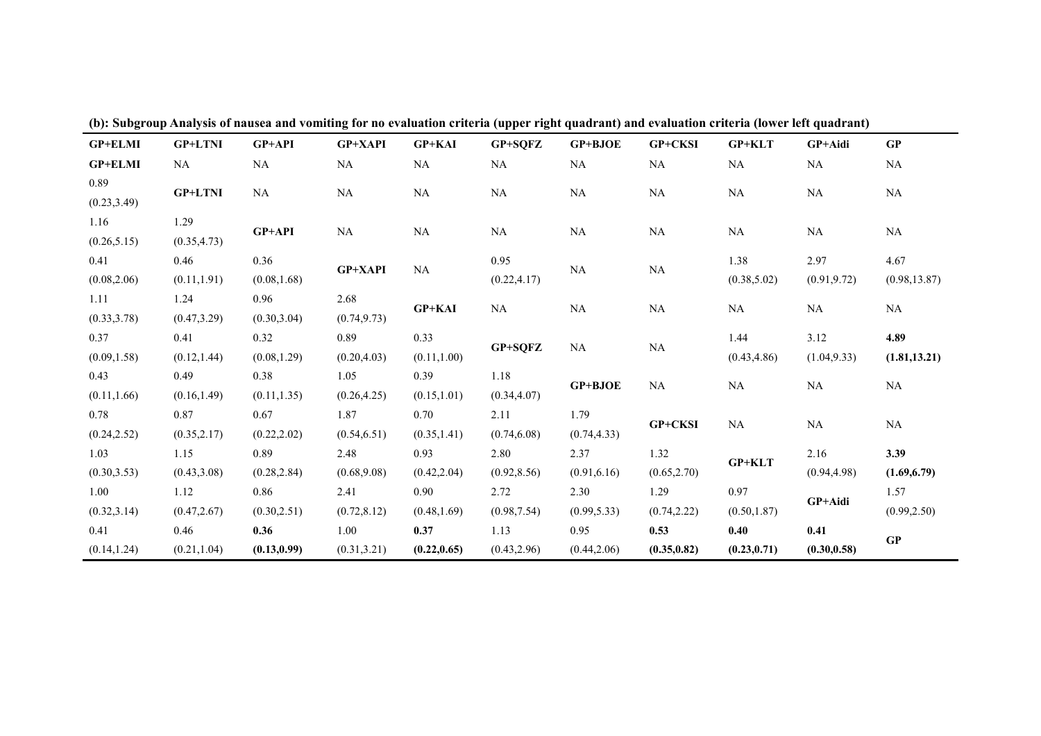**(b): Subgroup Analysis of nausea and vomiting for no evaluation criteria (upper right quadrant) and evaluation criteria (lower left quadrant)**

| GP+ELMI | GP+LTNI | GP+API | GP+XAPI | GP+KAI | GP+SQFZ | GP+BJOE | GP+CKSI | GP+KLT | GP+Aidi | GP |
|---|---|---|---|---|---|---|---|---|---|---|
| **GP+ELMI** | NA | NA | NA | NA | NA | NA | NA | NA | NA | NA |
| 0.89 (0.23,3.49) | **GP+LTNI** | NA | NA | NA | NA | NA | NA | NA | NA | NA |
| 1.16 (0.26,5.15) | 1.29 (0.35,4.73) | **GP+API** | NA | NA | NA | NA | NA | NA | NA | NA |
| 0.41 (0.08,2.06) | 0.46 (0.11,1.91) | 0.36 (0.08,1.68) | **GP+XAPI** | NA | 0.95 (0.22,4.17) | NA | NA | 1.38 (0.38,5.02) | 2.97 (0.91,9.72) | 4.67 (0.98,13.87) |
| 1.11 (0.33,3.78) | 1.24 (0.47,3.29) | 0.96 (0.30,3.04) | 2.68 (0.74,9.73) | **GP+KAI** | NA | NA | NA | NA | NA | NA |
| 0.37 (0.09,1.58) | 0.41 (0.12,1.44) | 0.32 (0.08,1.29) | 0.89 (0.20,4.03) | 0.33 (0.11,1.00) | **GP+SQFZ** | NA | NA | 1.44 (0.43,4.86) | 3.12 (1.04,9.33) | **4.89 (1.81,13.21)** |
| 0.43 (0.11,1.66) | 0.49 (0.16,1.49) | 0.38 (0.11,1.35) | 1.05 (0.26,4.25) | 0.39 (0.15,1.01) | 1.18 (0.34,4.07) | **GP+BJOE** | NA | NA | NA | NA |
| 0.78 (0.24,2.52) | 0.87 (0.35,2.17) | 0.67 (0.22,2.02) | 1.87 (0.54,6.51) | 0.70 (0.35,1.41) | 2.11 (0.74,6.08) | 1.79 (0.74,4.33) | **GP+CKSI** | NA | NA | NA |
| 1.03 (0.30,3.53) | 1.15 (0.43,3.08) | 0.89 (0.28,2.84) | 2.48 (0.68,9.08) | 0.93 (0.42,2.04) | 2.80 (0.92,8.56) | 2.37 (0.91,6.16) | 1.32 (0.65,2.70) | **GP+KLT** | 2.16 (0.94,4.98) | **3.39 (1.69,6.79)** |
| 1.00 (0.32,3.14) | 1.12 (0.47,2.67) | 0.86 (0.30,2.51) | 2.41 (0.72,8.12) | 0.90 (0.48,1.69) | 2.72 (0.98,7.54) | 2.30 (0.99,5.33) | 1.29 (0.74,2.22) | 0.97 (0.50,1.87) | **GP+Aidi** | 1.57 (0.99,2.50) |
| 0.41 (0.14,1.24) | 0.46 (0.21,1.04) | **0.36 (0.13,0.99)** | 1.00 (0.31,3.21) | **0.37 (0.22,0.65)** | 1.13 (0.43,2.96) | 0.95 (0.44,2.06) | **0.53 (0.35,0.82)** | **0.40 (0.23,0.71)** | **0.41 (0.30,0.58)** | **GP** |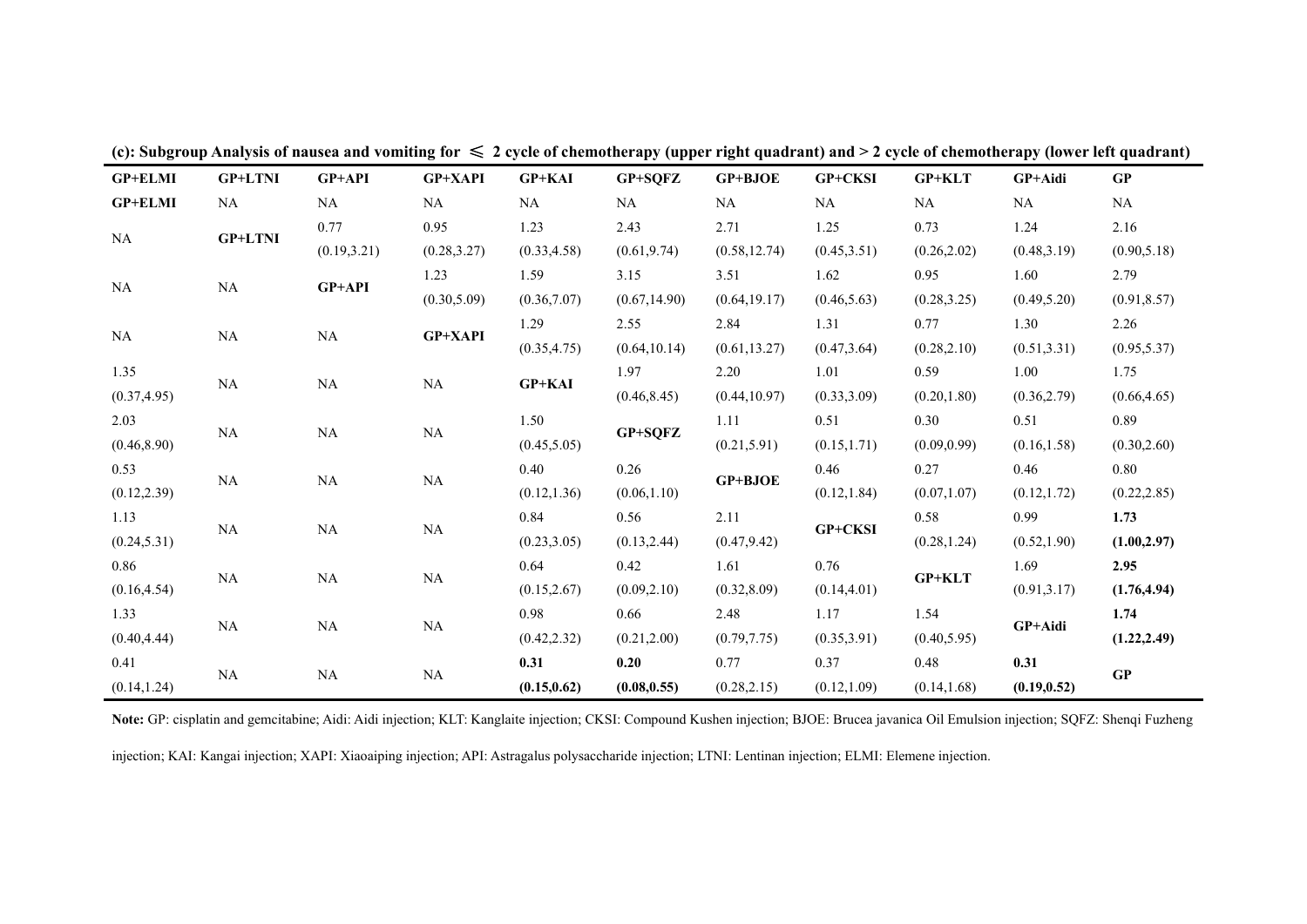**(c): Subgroup Analysis of nausea and vomiting for ≤ 2 cycle of chemotherapy (upper right quadrant) and > 2 cycle of chemotherapy (lower left quadrant)**

| GP+ELMI | GP+LTNI | GP+API | GP+XAPI | GP+KAI | GP+SQFZ | GP+BJOE | GP+CKSI | GP+KLT | GP+Aidi | GP |
|---|---|---|---|---|---|---|---|---|---|---|
| **GP+ELMI** | NA | NA | NA | NA | NA | NA | NA | NA | NA | NA |
| NA | **GP+LTNI** | 0.77 (0.19,3.21) | 0.95 (0.28,3.27) | 1.23 (0.33,4.58) | 2.43 (0.61,9.74) | 2.71 (0.58,12.74) | 1.25 (0.45,3.51) | 0.73 (0.26,2.02) | 1.24 (0.48,3.19) | 2.16 (0.90,5.18) |
| NA | NA | **GP+API** | 1.23 (0.30,5.09) | 1.59 (0.36,7.07) | 3.15 (0.67,14.90) | 3.51 (0.64,19.17) | 1.62 (0.46,5.63) | 0.95 (0.28,3.25) | 1.60 (0.49,5.20) | 2.79 (0.91,8.57) |
| NA | NA | NA | **GP+XAPI** | 1.29 (0.35,4.75) | 2.55 (0.64,10.14) | 2.84 (0.61,13.27) | 1.31 (0.47,3.64) | 0.77 (0.28,2.10) | 1.30 (0.51,3.31) | 2.26 (0.95,5.37) |
| 1.35 (0.37,4.95) | NA | NA | NA | **GP+KAI** | 1.97 (0.46,8.45) | 2.20 (0.44,10.97) | 1.01 (0.33,3.09) | 0.59 (0.20,1.80) | 1.00 (0.36,2.79) | 1.75 (0.66,4.65) |
| 2.03 (0.46,8.90) | NA | NA | NA | 1.50 (0.45,5.05) | **GP+SQFZ** | 1.11 (0.21,5.91) | 0.51 (0.15,1.71) | 0.30 (0.09,0.99) | 0.51 (0.16,1.58) | 0.89 (0.30,2.60) |
| 0.53 (0.12,2.39) | NA | NA | NA | 0.40 (0.12,1.36) | 0.26 (0.06,1.10) | **GP+BJOE** | 0.46 (0.12,1.84) | 0.27 (0.07,1.07) | 0.46 (0.12,1.72) | 0.80 (0.22,2.85) |
| 1.13 (0.24,5.31) | NA | NA | NA | 0.84 (0.23,3.05) | 0.56 (0.13,2.44) | 2.11 (0.47,9.42) | **GP+CKSI** | 0.58 (0.28,1.24) | 0.99 (0.52,1.90) | **1.73 (1.00,2.97)** |
| 0.86 (0.16,4.54) | NA | NA | NA | 0.64 (0.15,2.67) | 0.42 (0.09,2.10) | 1.61 (0.32,8.09) | 0.76 (0.14,4.01) | **GP+KLT** | 1.69 (0.91,3.17) | **2.95 (1.76,4.94)** |
| 1.33 (0.40,4.44) | NA | NA | NA | 0.98 (0.42,2.32) | 0.66 (0.21,2.00) | 2.48 (0.79,7.75) | 1.17 (0.35,3.91) | 1.54 (0.40,5.95) | **GP+Aidi** | **1.74 (1.22,2.49)** |
| 0.41 (0.14,1.24) | NA | NA | NA | **0.31 (0.15,0.62)** | **0.20 (0.08,0.55)** | 0.77 (0.28,2.15) | 0.37 (0.12,1.09) | 0.48 (0.14,1.68) | **0.31 (0.19,0.52)** | **GP** |

**Note:** GP: cisplatin and gemcitabine; Aidi: Aidi injection; KLT: Kanglaite injection; CKSI: Compound Kushen injection; BJOE: Brucea javanica Oil Emulsion injection; SQFZ: Shenqi Fuzheng injection; KAI: Kangai injection; XAPI: Xiaoaiping injection; API: Astragalus polysaccharide injection; LTNI: Lentinan injection; ELMI: Elemene injection.